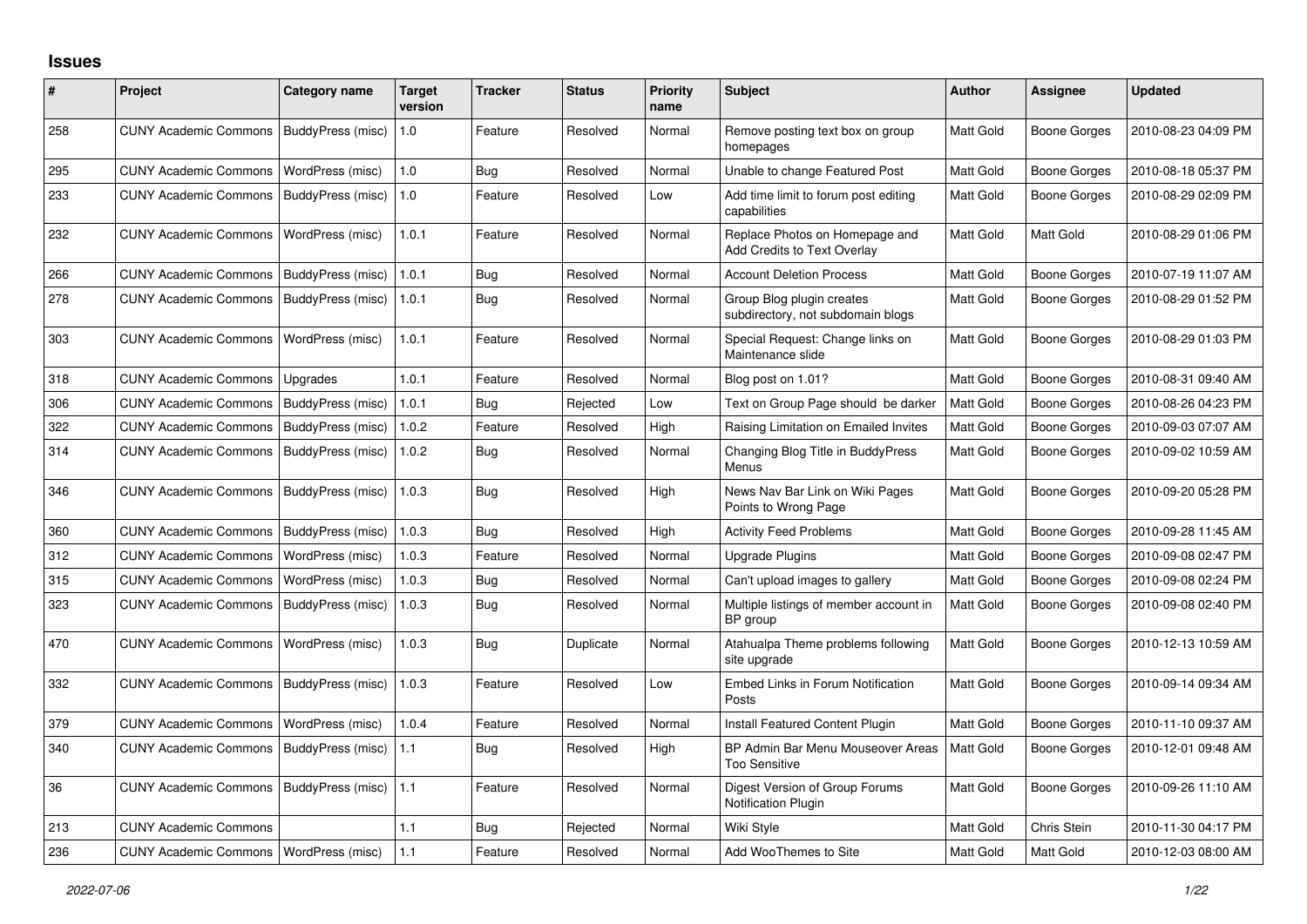# Issues

| # | Project | Category name | Target version | Tracker | Status | Priority name | Subject | Author | Assignee | Updated |
|---|---|---|---|---|---|---|---|---|---|---|
| 258 | CUNY Academic Commons | BuddyPress (misc) | 1.0 | Feature | Resolved | Normal | Remove posting text box on group homepages | Matt Gold | Boone Gorges | 2010-08-23 04:09 PM |
| 295 | CUNY Academic Commons | WordPress (misc) | 1.0 | Bug | Resolved | Normal | Unable to change Featured Post | Matt Gold | Boone Gorges | 2010-08-18 05:37 PM |
| 233 | CUNY Academic Commons | BuddyPress (misc) | 1.0 | Feature | Resolved | Low | Add time limit to forum post editing capabilities | Matt Gold | Boone Gorges | 2010-08-29 02:09 PM |
| 232 | CUNY Academic Commons | WordPress (misc) | 1.0.1 | Feature | Resolved | Normal | Replace Photos on Homepage and Add Credits to Text Overlay | Matt Gold | Matt Gold | 2010-08-29 01:06 PM |
| 266 | CUNY Academic Commons | BuddyPress (misc) | 1.0.1 | Bug | Resolved | Normal | Account Deletion Process | Matt Gold | Boone Gorges | 2010-07-19 11:07 AM |
| 278 | CUNY Academic Commons | BuddyPress (misc) | 1.0.1 | Bug | Resolved | Normal | Group Blog plugin creates subdirectory, not subdomain blogs | Matt Gold | Boone Gorges | 2010-08-29 01:52 PM |
| 303 | CUNY Academic Commons | WordPress (misc) | 1.0.1 | Feature | Resolved | Normal | Special Request: Change links on Maintenance slide | Matt Gold | Boone Gorges | 2010-08-29 01:03 PM |
| 318 | CUNY Academic Commons | Upgrades | 1.0.1 | Feature | Resolved | Normal | Blog post on 1.01? | Matt Gold | Boone Gorges | 2010-08-31 09:40 AM |
| 306 | CUNY Academic Commons | BuddyPress (misc) | 1.0.1 | Bug | Rejected | Low | Text on Group Page should be darker | Matt Gold | Boone Gorges | 2010-08-26 04:23 PM |
| 322 | CUNY Academic Commons | BuddyPress (misc) | 1.0.2 | Feature | Resolved | High | Raising Limitation on Emailed Invites | Matt Gold | Boone Gorges | 2010-09-03 07:07 AM |
| 314 | CUNY Academic Commons | BuddyPress (misc) | 1.0.2 | Bug | Resolved | Normal | Changing Blog Title in BuddyPress Menus | Matt Gold | Boone Gorges | 2010-09-02 10:59 AM |
| 346 | CUNY Academic Commons | BuddyPress (misc) | 1.0.3 | Bug | Resolved | High | News Nav Bar Link on Wiki Pages Points to Wrong Page | Matt Gold | Boone Gorges | 2010-09-20 05:28 PM |
| 360 | CUNY Academic Commons | BuddyPress (misc) | 1.0.3 | Bug | Resolved | High | Activity Feed Problems | Matt Gold | Boone Gorges | 2010-09-28 11:45 AM |
| 312 | CUNY Academic Commons | WordPress (misc) | 1.0.3 | Feature | Resolved | Normal | Upgrade Plugins | Matt Gold | Boone Gorges | 2010-09-08 02:47 PM |
| 315 | CUNY Academic Commons | WordPress (misc) | 1.0.3 | Bug | Resolved | Normal | Can't upload images to gallery | Matt Gold | Boone Gorges | 2010-09-08 02:24 PM |
| 323 | CUNY Academic Commons | BuddyPress (misc) | 1.0.3 | Bug | Resolved | Normal | Multiple listings of member account in BP group | Matt Gold | Boone Gorges | 2010-09-08 02:40 PM |
| 470 | CUNY Academic Commons | WordPress (misc) | 1.0.3 | Bug | Duplicate | Normal | Atahualpa Theme problems following site upgrade | Matt Gold | Boone Gorges | 2010-12-13 10:59 AM |
| 332 | CUNY Academic Commons | BuddyPress (misc) | 1.0.3 | Feature | Resolved | Low | Embed Links in Forum Notification Posts | Matt Gold | Boone Gorges | 2010-09-14 09:34 AM |
| 379 | CUNY Academic Commons | WordPress (misc) | 1.0.4 | Feature | Resolved | Normal | Install Featured Content Plugin | Matt Gold | Boone Gorges | 2010-11-10 09:37 AM |
| 340 | CUNY Academic Commons | BuddyPress (misc) | 1.1 | Bug | Resolved | High | BP Admin Bar Menu Mouseover Areas Too Sensitive | Matt Gold | Boone Gorges | 2010-12-01 09:48 AM |
| 36 | CUNY Academic Commons | BuddyPress (misc) | 1.1 | Feature | Resolved | Normal | Digest Version of Group Forums Notification Plugin | Matt Gold | Boone Gorges | 2010-09-26 11:10 AM |
| 213 | CUNY Academic Commons | | 1.1 | Bug | Rejected | Normal | Wiki Style | Matt Gold | Chris Stein | 2010-11-30 04:17 PM |
| 236 | CUNY Academic Commons | WordPress (misc) | 1.1 | Feature | Resolved | Normal | Add WooThemes to Site | Matt Gold | Matt Gold | 2010-12-03 08:00 AM |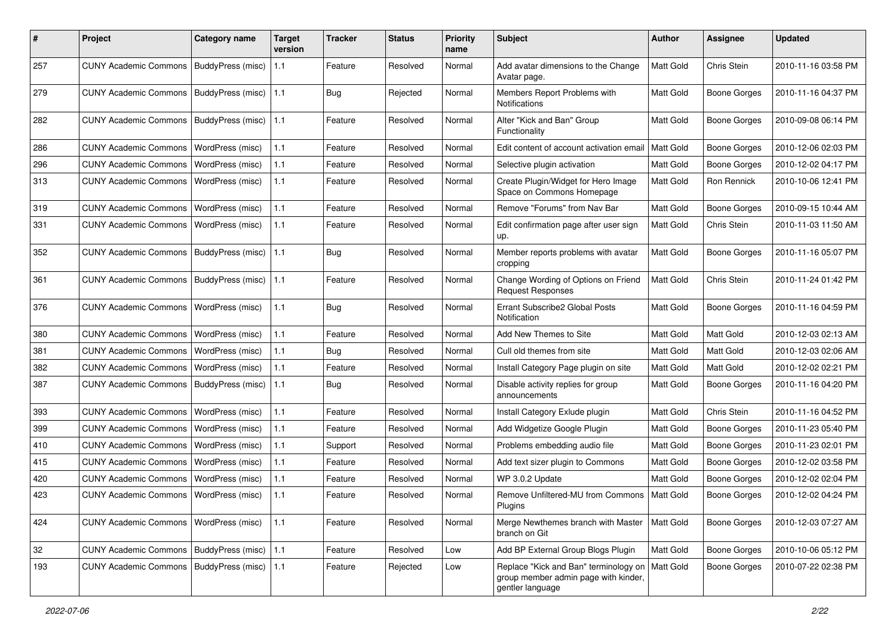| # | Project | Category name | Target version | Tracker | Status | Priority name | Subject | Author | Assignee | Updated |
|---|---|---|---|---|---|---|---|---|---|---|
| 257 | CUNY Academic Commons | BuddyPress (misc) | 1.1 | Feature | Resolved | Normal | Add avatar dimensions to the Change Avatar page. | Matt Gold | Chris Stein | 2010-11-16 03:58 PM |
| 279 | CUNY Academic Commons | BuddyPress (misc) | 1.1 | Bug | Rejected | Normal | Members Report Problems with Notifications | Matt Gold | Boone Gorges | 2010-11-16 04:37 PM |
| 282 | CUNY Academic Commons | BuddyPress (misc) | 1.1 | Feature | Resolved | Normal | Alter "Kick and Ban" Group Functionality | Matt Gold | Boone Gorges | 2010-09-08 06:14 PM |
| 286 | CUNY Academic Commons | WordPress (misc) | 1.1 | Feature | Resolved | Normal | Edit content of account activation email | Matt Gold | Boone Gorges | 2010-12-06 02:03 PM |
| 296 | CUNY Academic Commons | WordPress (misc) | 1.1 | Feature | Resolved | Normal | Selective plugin activation | Matt Gold | Boone Gorges | 2010-12-02 04:17 PM |
| 313 | CUNY Academic Commons | WordPress (misc) | 1.1 | Feature | Resolved | Normal | Create Plugin/Widget for Hero Image Space on Commons Homepage | Matt Gold | Ron Rennick | 2010-10-06 12:41 PM |
| 319 | CUNY Academic Commons | WordPress (misc) | 1.1 | Feature | Resolved | Normal | Remove "Forums" from Nav Bar | Matt Gold | Boone Gorges | 2010-09-15 10:44 AM |
| 331 | CUNY Academic Commons | WordPress (misc) | 1.1 | Feature | Resolved | Normal | Edit confirmation page after user sign up. | Matt Gold | Chris Stein | 2010-11-03 11:50 AM |
| 352 | CUNY Academic Commons | BuddyPress (misc) | 1.1 | Bug | Resolved | Normal | Member reports problems with avatar cropping | Matt Gold | Boone Gorges | 2010-11-16 05:07 PM |
| 361 | CUNY Academic Commons | BuddyPress (misc) | 1.1 | Feature | Resolved | Normal | Change Wording of Options on Friend Request Responses | Matt Gold | Chris Stein | 2010-11-24 01:42 PM |
| 376 | CUNY Academic Commons | WordPress (misc) | 1.1 | Bug | Resolved | Normal | Errant Subscribe2 Global Posts Notification | Matt Gold | Boone Gorges | 2010-11-16 04:59 PM |
| 380 | CUNY Academic Commons | WordPress (misc) | 1.1 | Feature | Resolved | Normal | Add New Themes to Site | Matt Gold | Matt Gold | 2010-12-03 02:13 AM |
| 381 | CUNY Academic Commons | WordPress (misc) | 1.1 | Bug | Resolved | Normal | Cull old themes from site | Matt Gold | Matt Gold | 2010-12-03 02:06 AM |
| 382 | CUNY Academic Commons | WordPress (misc) | 1.1 | Feature | Resolved | Normal | Install Category Page plugin on site | Matt Gold | Matt Gold | 2010-12-02 02:21 PM |
| 387 | CUNY Academic Commons | BuddyPress (misc) | 1.1 | Bug | Resolved | Normal | Disable activity replies for group announcements | Matt Gold | Boone Gorges | 2010-11-16 04:20 PM |
| 393 | CUNY Academic Commons | WordPress (misc) | 1.1 | Feature | Resolved | Normal | Install Category Exlude plugin | Matt Gold | Chris Stein | 2010-11-16 04:52 PM |
| 399 | CUNY Academic Commons | WordPress (misc) | 1.1 | Feature | Resolved | Normal | Add Widgetize Google Plugin | Matt Gold | Boone Gorges | 2010-11-23 05:40 PM |
| 410 | CUNY Academic Commons | WordPress (misc) | 1.1 | Support | Resolved | Normal | Problems embedding audio file | Matt Gold | Boone Gorges | 2010-11-23 02:01 PM |
| 415 | CUNY Academic Commons | WordPress (misc) | 1.1 | Feature | Resolved | Normal | Add text sizer plugin to Commons | Matt Gold | Boone Gorges | 2010-12-02 03:58 PM |
| 420 | CUNY Academic Commons | WordPress (misc) | 1.1 | Feature | Resolved | Normal | WP 3.0.2 Update | Matt Gold | Boone Gorges | 2010-12-02 02:04 PM |
| 423 | CUNY Academic Commons | WordPress (misc) | 1.1 | Feature | Resolved | Normal | Remove Unfiltered-MU from Commons Plugins | Matt Gold | Boone Gorges | 2010-12-02 04:24 PM |
| 424 | CUNY Academic Commons | WordPress (misc) | 1.1 | Feature | Resolved | Normal | Merge Newthemes branch with Master branch on Git | Matt Gold | Boone Gorges | 2010-12-03 07:27 AM |
| 32 | CUNY Academic Commons | BuddyPress (misc) | 1.1 | Feature | Resolved | Low | Add BP External Group Blogs Plugin | Matt Gold | Boone Gorges | 2010-10-06 05:12 PM |
| 193 | CUNY Academic Commons | BuddyPress (misc) | 1.1 | Feature | Rejected | Low | Replace "Kick and Ban" terminology on group member admin page with kinder, gentler language | Matt Gold | Boone Gorges | 2010-07-22 02:38 PM |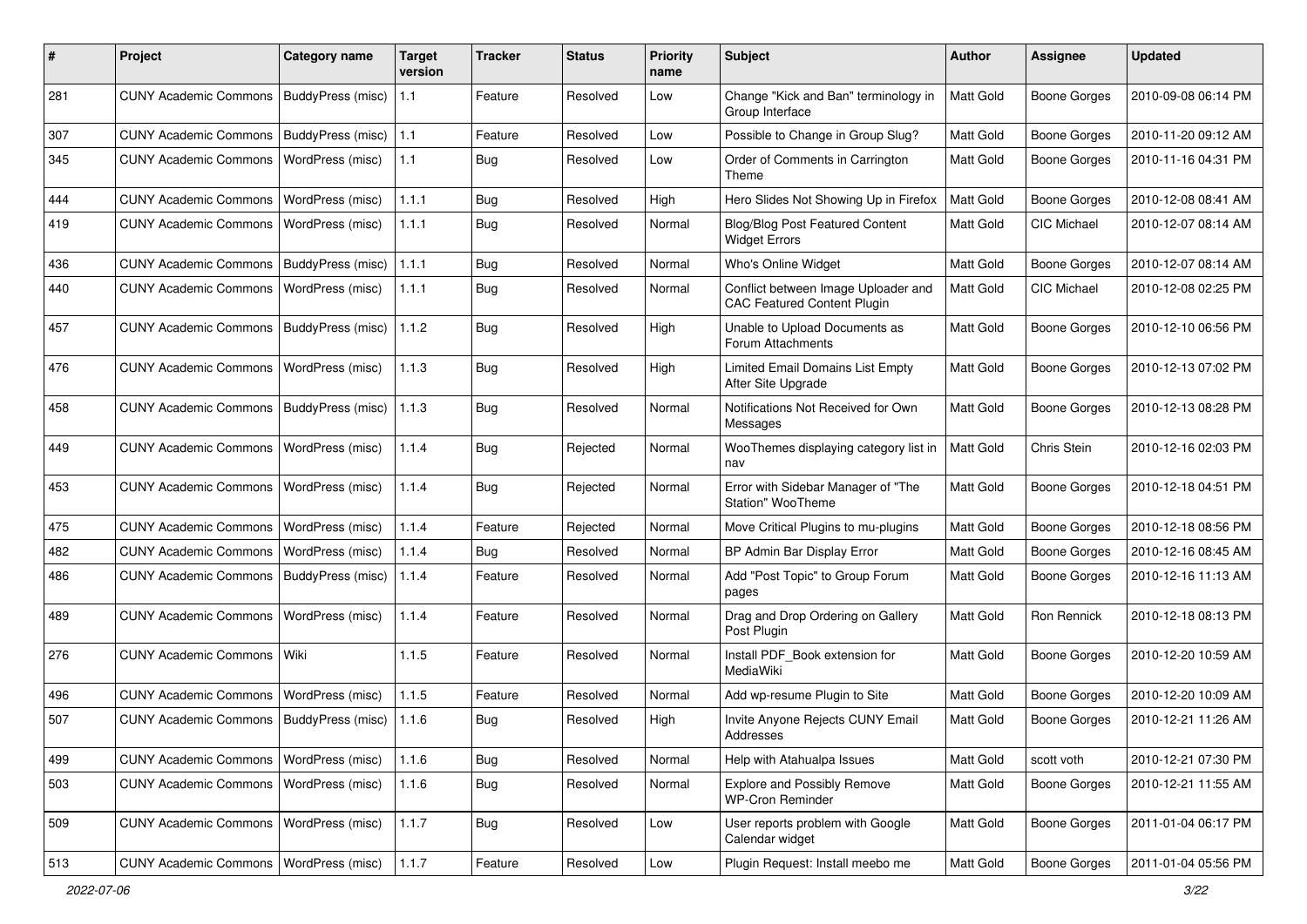| # | Project | Category name | Target version | Tracker | Status | Priority name | Subject | Author | Assignee | Updated |
|---|---|---|---|---|---|---|---|---|---|---|
| 281 | CUNY Academic Commons | BuddyPress (misc) | 1.1 | Feature | Resolved | Low | Change "Kick and Ban" terminology in Group Interface | Matt Gold | Boone Gorges | 2010-09-08 06:14 PM |
| 307 | CUNY Academic Commons | BuddyPress (misc) | 1.1 | Feature | Resolved | Low | Possible to Change in Group Slug? | Matt Gold | Boone Gorges | 2010-11-20 09:12 AM |
| 345 | CUNY Academic Commons | WordPress (misc) | 1.1 | Bug | Resolved | Low | Order of Comments in Carrington Theme | Matt Gold | Boone Gorges | 2010-11-16 04:31 PM |
| 444 | CUNY Academic Commons | WordPress (misc) | 1.1.1 | Bug | Resolved | High | Hero Slides Not Showing Up in Firefox | Matt Gold | Boone Gorges | 2010-12-08 08:41 AM |
| 419 | CUNY Academic Commons | WordPress (misc) | 1.1.1 | Bug | Resolved | Normal | Blog/Blog Post Featured Content Widget Errors | Matt Gold | CIC Michael | 2010-12-07 08:14 AM |
| 436 | CUNY Academic Commons | BuddyPress (misc) | 1.1.1 | Bug | Resolved | Normal | Who's Online Widget | Matt Gold | Boone Gorges | 2010-12-07 08:14 AM |
| 440 | CUNY Academic Commons | WordPress (misc) | 1.1.1 | Bug | Resolved | Normal | Conflict between Image Uploader and CAC Featured Content Plugin | Matt Gold | CIC Michael | 2010-12-08 02:25 PM |
| 457 | CUNY Academic Commons | BuddyPress (misc) | 1.1.2 | Bug | Resolved | High | Unable to Upload Documents as Forum Attachments | Matt Gold | Boone Gorges | 2010-12-10 06:56 PM |
| 476 | CUNY Academic Commons | WordPress (misc) | 1.1.3 | Bug | Resolved | High | Limited Email Domains List Empty After Site Upgrade | Matt Gold | Boone Gorges | 2010-12-13 07:02 PM |
| 458 | CUNY Academic Commons | BuddyPress (misc) | 1.1.3 | Bug | Resolved | Normal | Notifications Not Received for Own Messages | Matt Gold | Boone Gorges | 2010-12-13 08:28 PM |
| 449 | CUNY Academic Commons | WordPress (misc) | 1.1.4 | Bug | Rejected | Normal | WooThemes displaying category list in nav | Matt Gold | Chris Stein | 2010-12-16 02:03 PM |
| 453 | CUNY Academic Commons | WordPress (misc) | 1.1.4 | Bug | Rejected | Normal | Error with Sidebar Manager of "The Station" WooTheme | Matt Gold | Boone Gorges | 2010-12-18 04:51 PM |
| 475 | CUNY Academic Commons | WordPress (misc) | 1.1.4 | Feature | Rejected | Normal | Move Critical Plugins to mu-plugins | Matt Gold | Boone Gorges | 2010-12-18 08:56 PM |
| 482 | CUNY Academic Commons | WordPress (misc) | 1.1.4 | Bug | Resolved | Normal | BP Admin Bar Display Error | Matt Gold | Boone Gorges | 2010-12-16 08:45 AM |
| 486 | CUNY Academic Commons | BuddyPress (misc) | 1.1.4 | Feature | Resolved | Normal | Add "Post Topic" to Group Forum pages | Matt Gold | Boone Gorges | 2010-12-16 11:13 AM |
| 489 | CUNY Academic Commons | WordPress (misc) | 1.1.4 | Feature | Resolved | Normal | Drag and Drop Ordering on Gallery Post Plugin | Matt Gold | Ron Rennick | 2010-12-18 08:13 PM |
| 276 | CUNY Academic Commons | Wiki | 1.1.5 | Feature | Resolved | Normal | Install PDF_Book extension for MediaWiki | Matt Gold | Boone Gorges | 2010-12-20 10:59 AM |
| 496 | CUNY Academic Commons | WordPress (misc) | 1.1.5 | Feature | Resolved | Normal | Add wp-resume Plugin to Site | Matt Gold | Boone Gorges | 2010-12-20 10:09 AM |
| 507 | CUNY Academic Commons | BuddyPress (misc) | 1.1.6 | Bug | Resolved | High | Invite Anyone Rejects CUNY Email Addresses | Matt Gold | Boone Gorges | 2010-12-21 11:26 AM |
| 499 | CUNY Academic Commons | WordPress (misc) | 1.1.6 | Bug | Resolved | Normal | Help with Atahualpa Issues | Matt Gold | scott voth | 2010-12-21 07:30 PM |
| 503 | CUNY Academic Commons | WordPress (misc) | 1.1.6 | Bug | Resolved | Normal | Explore and Possibly Remove WP-Cron Reminder | Matt Gold | Boone Gorges | 2010-12-21 11:55 AM |
| 509 | CUNY Academic Commons | WordPress (misc) | 1.1.7 | Bug | Resolved | Low | User reports problem with Google Calendar widget | Matt Gold | Boone Gorges | 2011-01-04 06:17 PM |
| 513 | CUNY Academic Commons | WordPress (misc) | 1.1.7 | Feature | Resolved | Low | Plugin Request: Install meebo me | Matt Gold | Boone Gorges | 2011-01-04 05:56 PM |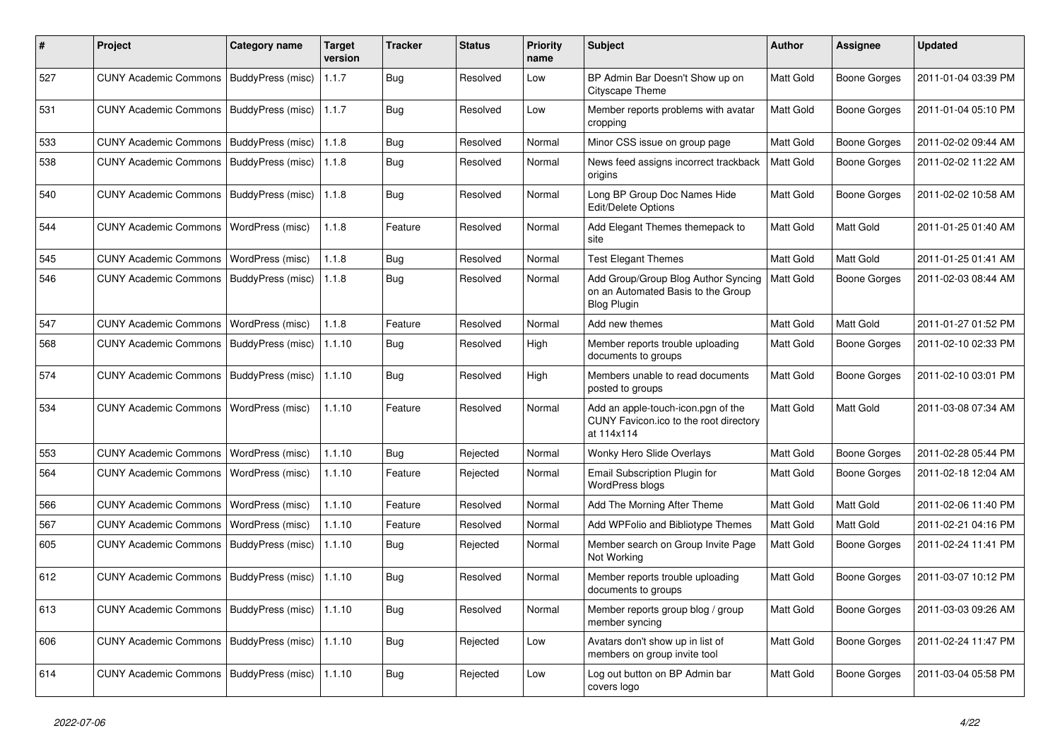| # | Project | Category name | Target version | Tracker | Status | Priority name | Subject | Author | Assignee | Updated |
|---|---|---|---|---|---|---|---|---|---|---|
| 527 | CUNY Academic Commons | BuddyPress (misc) | 1.1.7 | Bug | Resolved | Low | BP Admin Bar Doesn't Show up on Cityscape Theme | Matt Gold | Boone Gorges | 2011-01-04 03:39 PM |
| 531 | CUNY Academic Commons | BuddyPress (misc) | 1.1.7 | Bug | Resolved | Low | Member reports problems with avatar cropping | Matt Gold | Boone Gorges | 2011-01-04 05:10 PM |
| 533 | CUNY Academic Commons | BuddyPress (misc) | 1.1.8 | Bug | Resolved | Normal | Minor CSS issue on group page | Matt Gold | Boone Gorges | 2011-02-02 09:44 AM |
| 538 | CUNY Academic Commons | BuddyPress (misc) | 1.1.8 | Bug | Resolved | Normal | News feed assigns incorrect trackback origins | Matt Gold | Boone Gorges | 2011-02-02 11:22 AM |
| 540 | CUNY Academic Commons | BuddyPress (misc) | 1.1.8 | Bug | Resolved | Normal | Long BP Group Doc Names Hide Edit/Delete Options | Matt Gold | Boone Gorges | 2011-02-02 10:58 AM |
| 544 | CUNY Academic Commons | WordPress (misc) | 1.1.8 | Feature | Resolved | Normal | Add Elegant Themes themepack to site | Matt Gold | Matt Gold | 2011-01-25 01:40 AM |
| 545 | CUNY Academic Commons | WordPress (misc) | 1.1.8 | Bug | Resolved | Normal | Test Elegant Themes | Matt Gold | Matt Gold | 2011-01-25 01:41 AM |
| 546 | CUNY Academic Commons | BuddyPress (misc) | 1.1.8 | Bug | Resolved | Normal | Add Group/Group Blog Author Syncing on an Automated Basis to the Group Blog Plugin | Matt Gold | Boone Gorges | 2011-02-03 08:44 AM |
| 547 | CUNY Academic Commons | WordPress (misc) | 1.1.8 | Feature | Resolved | Normal | Add new themes | Matt Gold | Matt Gold | 2011-01-27 01:52 PM |
| 568 | CUNY Academic Commons | BuddyPress (misc) | 1.1.10 | Bug | Resolved | High | Member reports trouble uploading documents to groups | Matt Gold | Boone Gorges | 2011-02-10 02:33 PM |
| 574 | CUNY Academic Commons | BuddyPress (misc) | 1.1.10 | Bug | Resolved | High | Members unable to read documents posted to groups | Matt Gold | Boone Gorges | 2011-02-10 03:01 PM |
| 534 | CUNY Academic Commons | WordPress (misc) | 1.1.10 | Feature | Resolved | Normal | Add an apple-touch-icon.pgn of the CUNY Favicon.ico to the root directory at 114x114 | Matt Gold | Matt Gold | 2011-03-08 07:34 AM |
| 553 | CUNY Academic Commons | WordPress (misc) | 1.1.10 | Bug | Rejected | Normal | Wonky Hero Slide Overlays | Matt Gold | Boone Gorges | 2011-02-28 05:44 PM |
| 564 | CUNY Academic Commons | WordPress (misc) | 1.1.10 | Feature | Rejected | Normal | Email Subscription Plugin for WordPress blogs | Matt Gold | Boone Gorges | 2011-02-18 12:04 AM |
| 566 | CUNY Academic Commons | WordPress (misc) | 1.1.10 | Feature | Resolved | Normal | Add The Morning After Theme | Matt Gold | Matt Gold | 2011-02-06 11:40 PM |
| 567 | CUNY Academic Commons | WordPress (misc) | 1.1.10 | Feature | Resolved | Normal | Add WPFolio and Bibliotype Themes | Matt Gold | Matt Gold | 2011-02-21 04:16 PM |
| 605 | CUNY Academic Commons | BuddyPress (misc) | 1.1.10 | Bug | Rejected | Normal | Member search on Group Invite Page Not Working | Matt Gold | Boone Gorges | 2011-02-24 11:41 PM |
| 612 | CUNY Academic Commons | BuddyPress (misc) | 1.1.10 | Bug | Resolved | Normal | Member reports trouble uploading documents to groups | Matt Gold | Boone Gorges | 2011-03-07 10:12 PM |
| 613 | CUNY Academic Commons | BuddyPress (misc) | 1.1.10 | Bug | Resolved | Normal | Member reports group blog / group member syncing | Matt Gold | Boone Gorges | 2011-03-03 09:26 AM |
| 606 | CUNY Academic Commons | BuddyPress (misc) | 1.1.10 | Bug | Rejected | Low | Avatars don't show up in list of members on group invite tool | Matt Gold | Boone Gorges | 2011-02-24 11:47 PM |
| 614 | CUNY Academic Commons | BuddyPress (misc) | 1.1.10 | Bug | Rejected | Low | Log out button on BP Admin bar covers logo | Matt Gold | Boone Gorges | 2011-03-04 05:58 PM |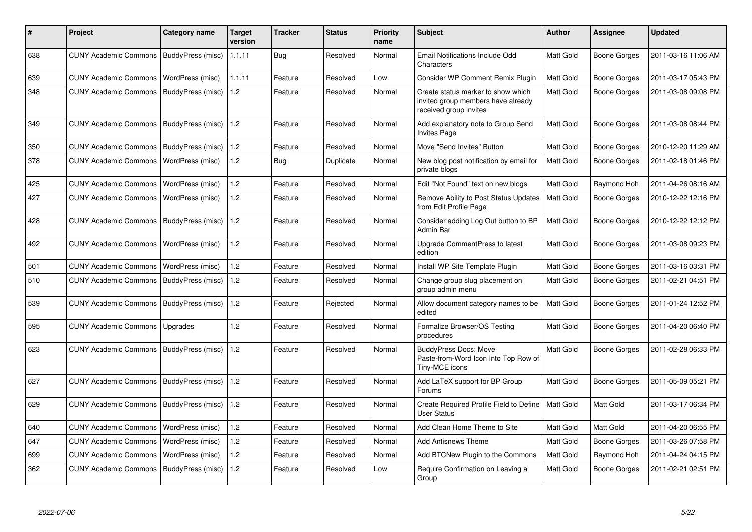| # | Project | Category name | Target version | Tracker | Status | Priority name | Subject | Author | Assignee | Updated |
|---|---|---|---|---|---|---|---|---|---|---|
| 638 | CUNY Academic Commons | BuddyPress (misc) | 1.1.11 | Bug | Resolved | Normal | Email Notifications Include Odd Characters | Matt Gold | Boone Gorges | 2011-03-16 11:06 AM |
| 639 | CUNY Academic Commons | WordPress (misc) | 1.1.11 | Feature | Resolved | Low | Consider WP Comment Remix Plugin | Matt Gold | Boone Gorges | 2011-03-17 05:43 PM |
| 348 | CUNY Academic Commons | BuddyPress (misc) | 1.2 | Feature | Resolved | Normal | Create status marker to show which invited group members have already received group invites | Matt Gold | Boone Gorges | 2011-03-08 09:08 PM |
| 349 | CUNY Academic Commons | BuddyPress (misc) | 1.2 | Feature | Resolved | Normal | Add explanatory note to Group Send Invites Page | Matt Gold | Boone Gorges | 2011-03-08 08:44 PM |
| 350 | CUNY Academic Commons | BuddyPress (misc) | 1.2 | Feature | Resolved | Normal | Move "Send Invites" Button | Matt Gold | Boone Gorges | 2010-12-20 11:29 AM |
| 378 | CUNY Academic Commons | WordPress (misc) | 1.2 | Bug | Duplicate | Normal | New blog post notification by email for private blogs | Matt Gold | Boone Gorges | 2011-02-18 01:46 PM |
| 425 | CUNY Academic Commons | WordPress (misc) | 1.2 | Feature | Resolved | Normal | Edit "Not Found" text on new blogs | Matt Gold | Raymond Hoh | 2011-04-26 08:16 AM |
| 427 | CUNY Academic Commons | WordPress (misc) | 1.2 | Feature | Resolved | Normal | Remove Ability to Post Status Updates from Edit Profile Page | Matt Gold | Boone Gorges | 2010-12-22 12:16 PM |
| 428 | CUNY Academic Commons | BuddyPress (misc) | 1.2 | Feature | Resolved | Normal | Consider adding Log Out button to BP Admin Bar | Matt Gold | Boone Gorges | 2010-12-22 12:12 PM |
| 492 | CUNY Academic Commons | WordPress (misc) | 1.2 | Feature | Resolved | Normal | Upgrade CommentPress to latest edition | Matt Gold | Boone Gorges | 2011-03-08 09:23 PM |
| 501 | CUNY Academic Commons | WordPress (misc) | 1.2 | Feature | Resolved | Normal | Install WP Site Template Plugin | Matt Gold | Boone Gorges | 2011-03-16 03:31 PM |
| 510 | CUNY Academic Commons | BuddyPress (misc) | 1.2 | Feature | Resolved | Normal | Change group slug placement on group admin menu | Matt Gold | Boone Gorges | 2011-02-21 04:51 PM |
| 539 | CUNY Academic Commons | BuddyPress (misc) | 1.2 | Feature | Rejected | Normal | Allow document category names to be edited | Matt Gold | Boone Gorges | 2011-01-24 12:52 PM |
| 595 | CUNY Academic Commons | Upgrades | 1.2 | Feature | Resolved | Normal | Formalize Browser/OS Testing procedures | Matt Gold | Boone Gorges | 2011-04-20 06:40 PM |
| 623 | CUNY Academic Commons | BuddyPress (misc) | 1.2 | Feature | Resolved | Normal | BuddyPress Docs: Move Paste-from-Word Icon Into Top Row of Tiny-MCE icons | Matt Gold | Boone Gorges | 2011-02-28 06:33 PM |
| 627 | CUNY Academic Commons | BuddyPress (misc) | 1.2 | Feature | Resolved | Normal | Add LaTeX support for BP Group Forums | Matt Gold | Boone Gorges | 2011-05-09 05:21 PM |
| 629 | CUNY Academic Commons | BuddyPress (misc) | 1.2 | Feature | Resolved | Normal | Create Required Profile Field to Define User Status | Matt Gold | Matt Gold | 2011-03-17 06:34 PM |
| 640 | CUNY Academic Commons | WordPress (misc) | 1.2 | Feature | Resolved | Normal | Add Clean Home Theme to Site | Matt Gold | Matt Gold | 2011-04-20 06:55 PM |
| 647 | CUNY Academic Commons | WordPress (misc) | 1.2 | Feature | Resolved | Normal | Add Antisnews Theme | Matt Gold | Boone Gorges | 2011-03-26 07:58 PM |
| 699 | CUNY Academic Commons | WordPress (misc) | 1.2 | Feature | Resolved | Normal | Add BTCNew Plugin to the Commons | Matt Gold | Raymond Hoh | 2011-04-24 04:15 PM |
| 362 | CUNY Academic Commons | BuddyPress (misc) | 1.2 | Feature | Resolved | Low | Require Confirmation on Leaving a Group | Matt Gold | Boone Gorges | 2011-02-21 02:51 PM |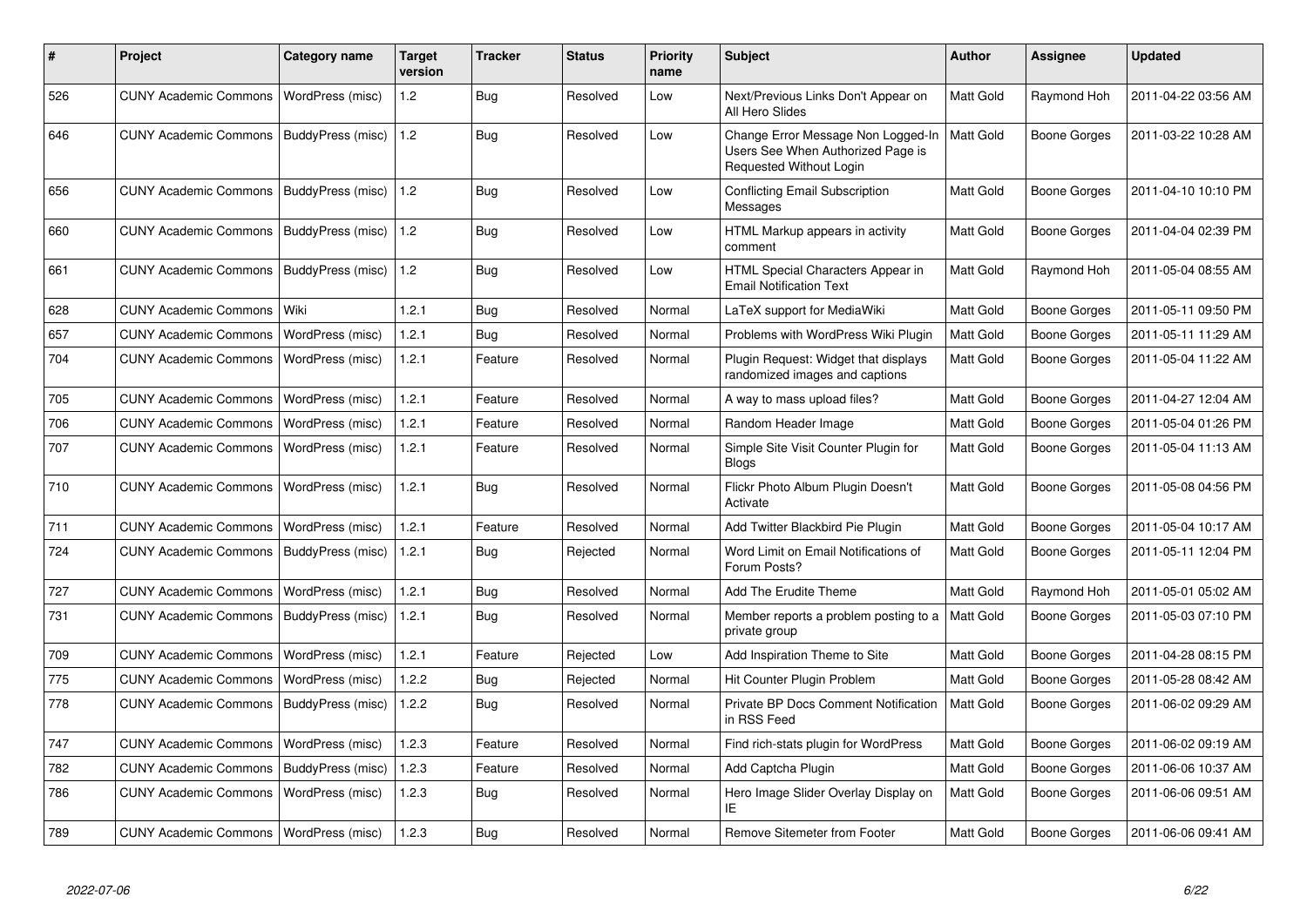| # | Project | Category name | Target version | Tracker | Status | Priority name | Subject | Author | Assignee | Updated |
|---|---|---|---|---|---|---|---|---|---|---|
| 526 | CUNY Academic Commons | WordPress (misc) | 1.2 | Bug | Resolved | Low | Next/Previous Links Don't Appear on All Hero Slides | Matt Gold | Raymond Hoh | 2011-04-22 03:56 AM |
| 646 | CUNY Academic Commons | BuddyPress (misc) | 1.2 | Bug | Resolved | Low | Change Error Message Non Logged-In Users See When Authorized Page is Requested Without Login | Matt Gold | Boone Gorges | 2011-03-22 10:28 AM |
| 656 | CUNY Academic Commons | BuddyPress (misc) | 1.2 | Bug | Resolved | Low | Conflicting Email Subscription Messages | Matt Gold | Boone Gorges | 2011-04-10 10:10 PM |
| 660 | CUNY Academic Commons | BuddyPress (misc) | 1.2 | Bug | Resolved | Low | HTML Markup appears in activity comment | Matt Gold | Boone Gorges | 2011-04-04 02:39 PM |
| 661 | CUNY Academic Commons | BuddyPress (misc) | 1.2 | Bug | Resolved | Low | HTML Special Characters Appear in Email Notification Text | Matt Gold | Raymond Hoh | 2011-05-04 08:55 AM |
| 628 | CUNY Academic Commons | Wiki | 1.2.1 | Bug | Resolved | Normal | LaTeX support for MediaWiki | Matt Gold | Boone Gorges | 2011-05-11 09:50 PM |
| 657 | CUNY Academic Commons | WordPress (misc) | 1.2.1 | Bug | Resolved | Normal | Problems with WordPress Wiki Plugin | Matt Gold | Boone Gorges | 2011-05-11 11:29 AM |
| 704 | CUNY Academic Commons | WordPress (misc) | 1.2.1 | Feature | Resolved | Normal | Plugin Request: Widget that displays randomized images and captions | Matt Gold | Boone Gorges | 2011-05-04 11:22 AM |
| 705 | CUNY Academic Commons | WordPress (misc) | 1.2.1 | Feature | Resolved | Normal | A way to mass upload files? | Matt Gold | Boone Gorges | 2011-04-27 12:04 AM |
| 706 | CUNY Academic Commons | WordPress (misc) | 1.2.1 | Feature | Resolved | Normal | Random Header Image | Matt Gold | Boone Gorges | 2011-05-04 01:26 PM |
| 707 | CUNY Academic Commons | WordPress (misc) | 1.2.1 | Feature | Resolved | Normal | Simple Site Visit Counter Plugin for Blogs | Matt Gold | Boone Gorges | 2011-05-04 11:13 AM |
| 710 | CUNY Academic Commons | WordPress (misc) | 1.2.1 | Bug | Resolved | Normal | Flickr Photo Album Plugin Doesn't Activate | Matt Gold | Boone Gorges | 2011-05-08 04:56 PM |
| 711 | CUNY Academic Commons | WordPress (misc) | 1.2.1 | Feature | Resolved | Normal | Add Twitter Blackbird Pie Plugin | Matt Gold | Boone Gorges | 2011-05-04 10:17 AM |
| 724 | CUNY Academic Commons | BuddyPress (misc) | 1.2.1 | Bug | Rejected | Normal | Word Limit on Email Notifications of Forum Posts? | Matt Gold | Boone Gorges | 2011-05-11 12:04 PM |
| 727 | CUNY Academic Commons | WordPress (misc) | 1.2.1 | Bug | Resolved | Normal | Add The Erudite Theme | Matt Gold | Raymond Hoh | 2011-05-01 05:02 AM |
| 731 | CUNY Academic Commons | BuddyPress (misc) | 1.2.1 | Bug | Resolved | Normal | Member reports a problem posting to a private group | Matt Gold | Boone Gorges | 2011-05-03 07:10 PM |
| 709 | CUNY Academic Commons | WordPress (misc) | 1.2.1 | Feature | Rejected | Low | Add Inspiration Theme to Site | Matt Gold | Boone Gorges | 2011-04-28 08:15 PM |
| 775 | CUNY Academic Commons | WordPress (misc) | 1.2.2 | Bug | Rejected | Normal | Hit Counter Plugin Problem | Matt Gold | Boone Gorges | 2011-05-28 08:42 AM |
| 778 | CUNY Academic Commons | BuddyPress (misc) | 1.2.2 | Bug | Resolved | Normal | Private BP Docs Comment Notification in RSS Feed | Matt Gold | Boone Gorges | 2011-06-02 09:29 AM |
| 747 | CUNY Academic Commons | WordPress (misc) | 1.2.3 | Feature | Resolved | Normal | Find rich-stats plugin for WordPress | Matt Gold | Boone Gorges | 2011-06-02 09:19 AM |
| 782 | CUNY Academic Commons | BuddyPress (misc) | 1.2.3 | Feature | Resolved | Normal | Add Captcha Plugin | Matt Gold | Boone Gorges | 2011-06-06 10:37 AM |
| 786 | CUNY Academic Commons | WordPress (misc) | 1.2.3 | Bug | Resolved | Normal | Hero Image Slider Overlay Display on IE | Matt Gold | Boone Gorges | 2011-06-06 09:51 AM |
| 789 | CUNY Academic Commons | WordPress (misc) | 1.2.3 | Bug | Resolved | Normal | Remove Sitemeter from Footer | Matt Gold | Boone Gorges | 2011-06-06 09:41 AM |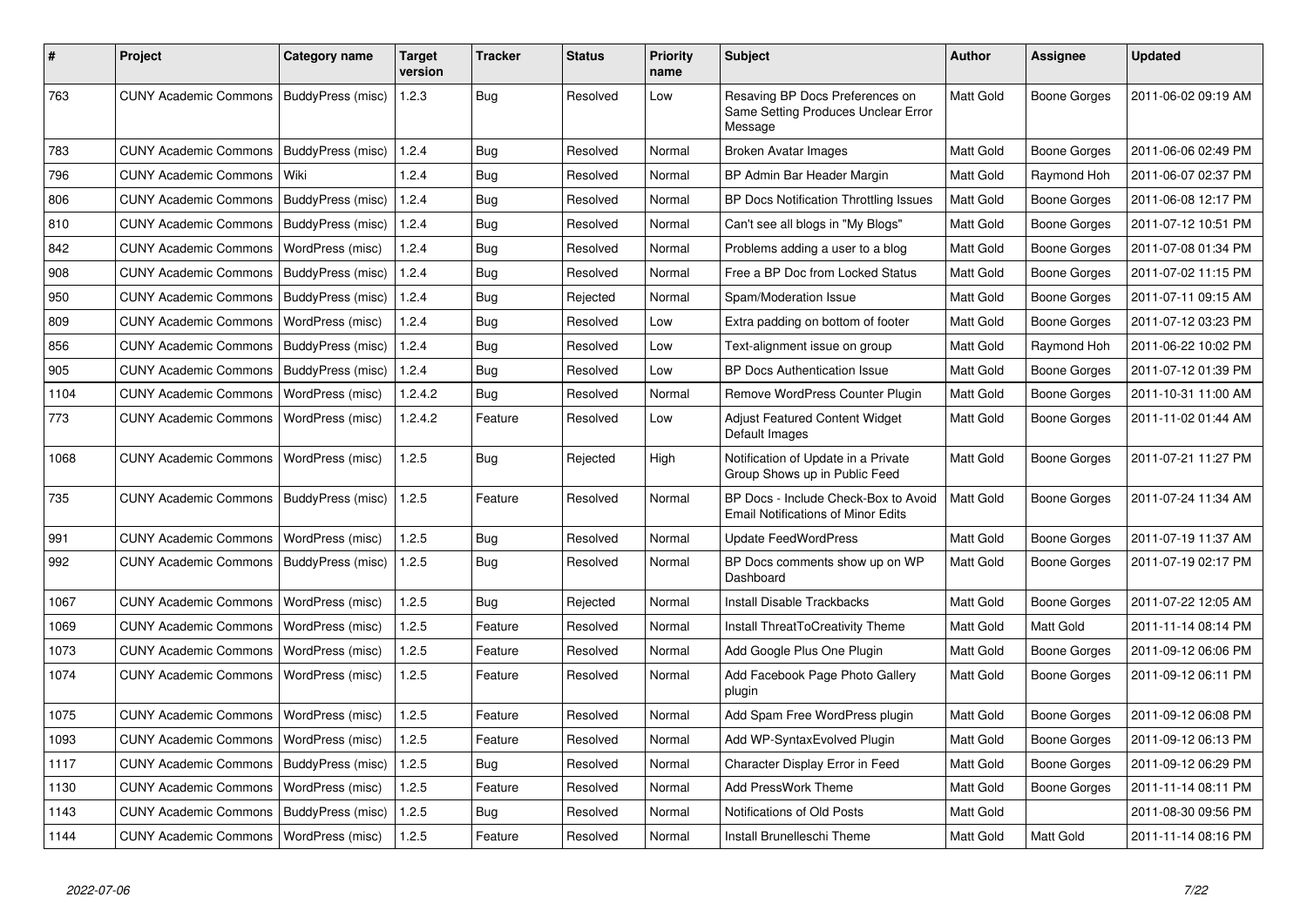| # | Project | Category name | Target version | Tracker | Status | Priority name | Subject | Author | Assignee | Updated |
|---|---|---|---|---|---|---|---|---|---|---|
| 763 | CUNY Academic Commons | BuddyPress (misc) | 1.2.3 | Bug | Resolved | Low | Resaving BP Docs Preferences on Same Setting Produces Unclear Error Message | Matt Gold | Boone Gorges | 2011-06-02 09:19 AM |
| 783 | CUNY Academic Commons | BuddyPress (misc) | 1.2.4 | Bug | Resolved | Normal | Broken Avatar Images | Matt Gold | Boone Gorges | 2011-06-06 02:49 PM |
| 796 | CUNY Academic Commons | Wiki | 1.2.4 | Bug | Resolved | Normal | BP Admin Bar Header Margin | Matt Gold | Raymond Hoh | 2011-06-07 02:37 PM |
| 806 | CUNY Academic Commons | BuddyPress (misc) | 1.2.4 | Bug | Resolved | Normal | BP Docs Notification Throttling Issues | Matt Gold | Boone Gorges | 2011-06-08 12:17 PM |
| 810 | CUNY Academic Commons | BuddyPress (misc) | 1.2.4 | Bug | Resolved | Normal | Can't see all blogs in "My Blogs" | Matt Gold | Boone Gorges | 2011-07-12 10:51 PM |
| 842 | CUNY Academic Commons | WordPress (misc) | 1.2.4 | Bug | Resolved | Normal | Problems adding a user to a blog | Matt Gold | Boone Gorges | 2011-07-08 01:34 PM |
| 908 | CUNY Academic Commons | BuddyPress (misc) | 1.2.4 | Bug | Resolved | Normal | Free a BP Doc from Locked Status | Matt Gold | Boone Gorges | 2011-07-02 11:15 PM |
| 950 | CUNY Academic Commons | BuddyPress (misc) | 1.2.4 | Bug | Rejected | Normal | Spam/Moderation Issue | Matt Gold | Boone Gorges | 2011-07-11 09:15 AM |
| 809 | CUNY Academic Commons | WordPress (misc) | 1.2.4 | Bug | Resolved | Low | Extra padding on bottom of footer | Matt Gold | Boone Gorges | 2011-07-12 03:23 PM |
| 856 | CUNY Academic Commons | BuddyPress (misc) | 1.2.4 | Bug | Resolved | Low | Text-alignment issue on group | Matt Gold | Raymond Hoh | 2011-06-22 10:02 PM |
| 905 | CUNY Academic Commons | BuddyPress (misc) | 1.2.4 | Bug | Resolved | Low | BP Docs Authentication Issue | Matt Gold | Boone Gorges | 2011-07-12 01:39 PM |
| 1104 | CUNY Academic Commons | WordPress (misc) | 1.2.4.2 | Bug | Resolved | Normal | Remove WordPress Counter Plugin | Matt Gold | Boone Gorges | 2011-10-31 11:00 AM |
| 773 | CUNY Academic Commons | WordPress (misc) | 1.2.4.2 | Feature | Resolved | Low | Adjust Featured Content Widget Default Images | Matt Gold | Boone Gorges | 2011-11-02 01:44 AM |
| 1068 | CUNY Academic Commons | WordPress (misc) | 1.2.5 | Bug | Rejected | High | Notification of Update in a Private Group Shows up in Public Feed | Matt Gold | Boone Gorges | 2011-07-21 11:27 PM |
| 735 | CUNY Academic Commons | BuddyPress (misc) | 1.2.5 | Feature | Resolved | Normal | BP Docs - Include Check-Box to Avoid Email Notifications of Minor Edits | Matt Gold | Boone Gorges | 2011-07-24 11:34 AM |
| 991 | CUNY Academic Commons | WordPress (misc) | 1.2.5 | Bug | Resolved | Normal | Update FeedWordPress | Matt Gold | Boone Gorges | 2011-07-19 11:37 AM |
| 992 | CUNY Academic Commons | BuddyPress (misc) | 1.2.5 | Bug | Resolved | Normal | BP Docs comments show up on WP Dashboard | Matt Gold | Boone Gorges | 2011-07-19 02:17 PM |
| 1067 | CUNY Academic Commons | WordPress (misc) | 1.2.5 | Bug | Rejected | Normal | Install Disable Trackbacks | Matt Gold | Boone Gorges | 2011-07-22 12:05 AM |
| 1069 | CUNY Academic Commons | WordPress (misc) | 1.2.5 | Feature | Resolved | Normal | Install ThreatToCreativity Theme | Matt Gold | Matt Gold | 2011-11-14 08:14 PM |
| 1073 | CUNY Academic Commons | WordPress (misc) | 1.2.5 | Feature | Resolved | Normal | Add Google Plus One Plugin | Matt Gold | Boone Gorges | 2011-09-12 06:06 PM |
| 1074 | CUNY Academic Commons | WordPress (misc) | 1.2.5 | Feature | Resolved | Normal | Add Facebook Page Photo Gallery plugin | Matt Gold | Boone Gorges | 2011-09-12 06:11 PM |
| 1075 | CUNY Academic Commons | WordPress (misc) | 1.2.5 | Feature | Resolved | Normal | Add Spam Free WordPress plugin | Matt Gold | Boone Gorges | 2011-09-12 06:08 PM |
| 1093 | CUNY Academic Commons | WordPress (misc) | 1.2.5 | Feature | Resolved | Normal | Add WP-SyntaxEvolved Plugin | Matt Gold | Boone Gorges | 2011-09-12 06:13 PM |
| 1117 | CUNY Academic Commons | BuddyPress (misc) | 1.2.5 | Bug | Resolved | Normal | Character Display Error in Feed | Matt Gold | Boone Gorges | 2011-09-12 06:29 PM |
| 1130 | CUNY Academic Commons | WordPress (misc) | 1.2.5 | Feature | Resolved | Normal | Add PressWork Theme | Matt Gold | Boone Gorges | 2011-11-14 08:11 PM |
| 1143 | CUNY Academic Commons | BuddyPress (misc) | 1.2.5 | Bug | Resolved | Normal | Notifications of Old Posts | Matt Gold | | 2011-08-30 09:56 PM |
| 1144 | CUNY Academic Commons | WordPress (misc) | 1.2.5 | Feature | Resolved | Normal | Install Brunelleschi Theme | Matt Gold | Matt Gold | 2011-11-14 08:16 PM |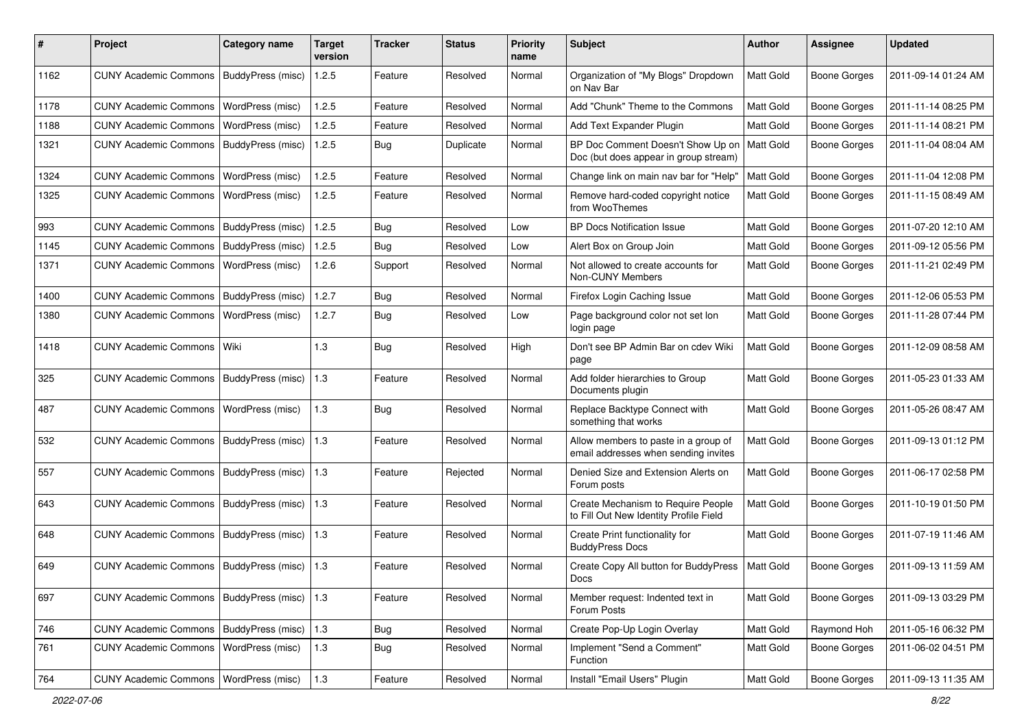| # | Project | Category name | Target version | Tracker | Status | Priority name | Subject | Author | Assignee | Updated |
|---|---|---|---|---|---|---|---|---|---|---|
| 1162 | CUNY Academic Commons | BuddyPress (misc) | 1.2.5 | Feature | Resolved | Normal | Organization of "My Blogs" Dropdown on Nav Bar | Matt Gold | Boone Gorges | 2011-09-14 01:24 AM |
| 1178 | CUNY Academic Commons | WordPress (misc) | 1.2.5 | Feature | Resolved | Normal | Add "Chunk" Theme to the Commons | Matt Gold | Boone Gorges | 2011-11-14 08:25 PM |
| 1188 | CUNY Academic Commons | WordPress (misc) | 1.2.5 | Feature | Resolved | Normal | Add Text Expander Plugin | Matt Gold | Boone Gorges | 2011-11-14 08:21 PM |
| 1321 | CUNY Academic Commons | BuddyPress (misc) | 1.2.5 | Bug | Duplicate | Normal | BP Doc Comment Doesn't Show Up on Doc (but does appear in group stream) | Matt Gold | Boone Gorges | 2011-11-04 08:04 AM |
| 1324 | CUNY Academic Commons | WordPress (misc) | 1.2.5 | Feature | Resolved | Normal | Change link on main nav bar for "Help" | Matt Gold | Boone Gorges | 2011-11-04 12:08 PM |
| 1325 | CUNY Academic Commons | WordPress (misc) | 1.2.5 | Feature | Resolved | Normal | Remove hard-coded copyright notice from WooThemes | Matt Gold | Boone Gorges | 2011-11-15 08:49 AM |
| 993 | CUNY Academic Commons | BuddyPress (misc) | 1.2.5 | Bug | Resolved | Low | BP Docs Notification Issue | Matt Gold | Boone Gorges | 2011-07-20 12:10 AM |
| 1145 | CUNY Academic Commons | BuddyPress (misc) | 1.2.5 | Bug | Resolved | Low | Alert Box on Group Join | Matt Gold | Boone Gorges | 2011-09-12 05:56 PM |
| 1371 | CUNY Academic Commons | WordPress (misc) | 1.2.6 | Support | Resolved | Normal | Not allowed to create accounts for Non-CUNY Members | Matt Gold | Boone Gorges | 2011-11-21 02:49 PM |
| 1400 | CUNY Academic Commons | BuddyPress (misc) | 1.2.7 | Bug | Resolved | Normal | Firefox Login Caching Issue | Matt Gold | Boone Gorges | 2011-12-06 05:53 PM |
| 1380 | CUNY Academic Commons | WordPress (misc) | 1.2.7 | Bug | Resolved | Low | Page background color not set lon login page | Matt Gold | Boone Gorges | 2011-11-28 07:44 PM |
| 1418 | CUNY Academic Commons | Wiki | 1.3 | Bug | Resolved | High | Don't see BP Admin Bar on cdev Wiki page | Matt Gold | Boone Gorges | 2011-12-09 08:58 AM |
| 325 | CUNY Academic Commons | BuddyPress (misc) | 1.3 | Feature | Resolved | Normal | Add folder hierarchies to Group Documents plugin | Matt Gold | Boone Gorges | 2011-05-23 01:33 AM |
| 487 | CUNY Academic Commons | WordPress (misc) | 1.3 | Bug | Resolved | Normal | Replace Backtype Connect with something that works | Matt Gold | Boone Gorges | 2011-05-26 08:47 AM |
| 532 | CUNY Academic Commons | BuddyPress (misc) | 1.3 | Feature | Resolved | Normal | Allow members to paste in a group of email addresses when sending invites | Matt Gold | Boone Gorges | 2011-09-13 01:12 PM |
| 557 | CUNY Academic Commons | BuddyPress (misc) | 1.3 | Feature | Rejected | Normal | Denied Size and Extension Alerts on Forum posts | Matt Gold | Boone Gorges | 2011-06-17 02:58 PM |
| 643 | CUNY Academic Commons | BuddyPress (misc) | 1.3 | Feature | Resolved | Normal | Create Mechanism to Require People to Fill Out New Identity Profile Field | Matt Gold | Boone Gorges | 2011-10-19 01:50 PM |
| 648 | CUNY Academic Commons | BuddyPress (misc) | 1.3 | Feature | Resolved | Normal | Create Print functionality for BuddyPress Docs | Matt Gold | Boone Gorges | 2011-07-19 11:46 AM |
| 649 | CUNY Academic Commons | BuddyPress (misc) | 1.3 | Feature | Resolved | Normal | Create Copy All button for BuddyPress Docs | Matt Gold | Boone Gorges | 2011-09-13 11:59 AM |
| 697 | CUNY Academic Commons | BuddyPress (misc) | 1.3 | Feature | Resolved | Normal | Member request: Indented text in Forum Posts | Matt Gold | Boone Gorges | 2011-09-13 03:29 PM |
| 746 | CUNY Academic Commons | BuddyPress (misc) | 1.3 | Bug | Resolved | Normal | Create Pop-Up Login Overlay | Matt Gold | Raymond Hoh | 2011-05-16 06:32 PM |
| 761 | CUNY Academic Commons | WordPress (misc) | 1.3 | Bug | Resolved | Normal | Implement "Send a Comment" Function | Matt Gold | Boone Gorges | 2011-06-02 04:51 PM |
| 764 | CUNY Academic Commons | WordPress (misc) | 1.3 | Feature | Resolved | Normal | Install "Email Users" Plugin | Matt Gold | Boone Gorges | 2011-09-13 11:35 AM |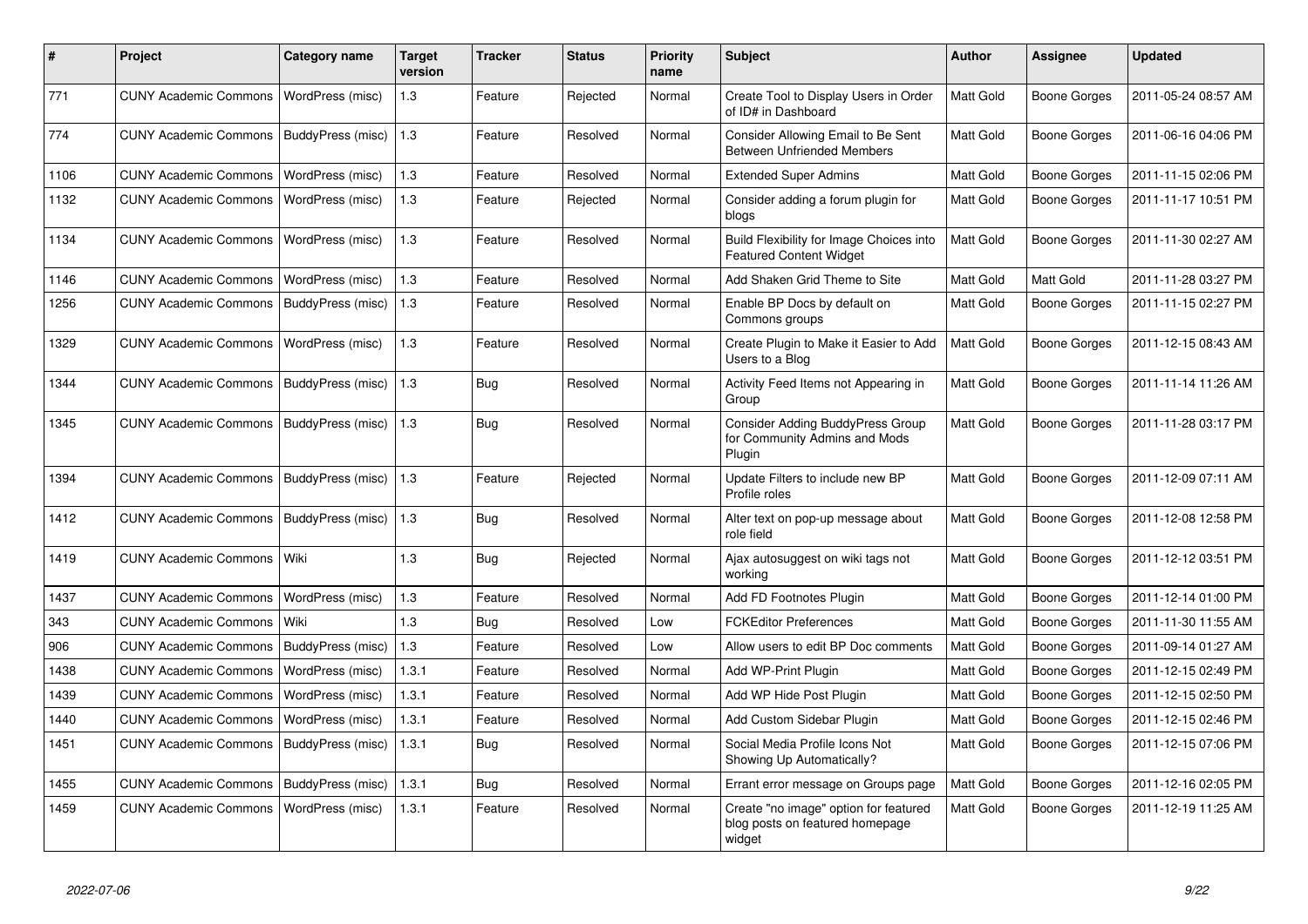| # | Project | Category name | Target version | Tracker | Status | Priority name | Subject | Author | Assignee | Updated |
|---|---|---|---|---|---|---|---|---|---|---|
| 771 | CUNY Academic Commons | WordPress (misc) | 1.3 | Feature | Rejected | Normal | Create Tool to Display Users in Order of ID# in Dashboard | Matt Gold | Boone Gorges | 2011-05-24 08:57 AM |
| 774 | CUNY Academic Commons | BuddyPress (misc) | 1.3 | Feature | Resolved | Normal | Consider Allowing Email to Be Sent Between Unfriended Members | Matt Gold | Boone Gorges | 2011-06-16 04:06 PM |
| 1106 | CUNY Academic Commons | WordPress (misc) | 1.3 | Feature | Resolved | Normal | Extended Super Admins | Matt Gold | Boone Gorges | 2011-11-15 02:06 PM |
| 1132 | CUNY Academic Commons | WordPress (misc) | 1.3 | Feature | Rejected | Normal | Consider adding a forum plugin for blogs | Matt Gold | Boone Gorges | 2011-11-17 10:51 PM |
| 1134 | CUNY Academic Commons | WordPress (misc) | 1.3 | Feature | Resolved | Normal | Build Flexibility for Image Choices into Featured Content Widget | Matt Gold | Boone Gorges | 2011-11-30 02:27 AM |
| 1146 | CUNY Academic Commons | WordPress (misc) | 1.3 | Feature | Resolved | Normal | Add Shaken Grid Theme to Site | Matt Gold | Matt Gold | 2011-11-28 03:27 PM |
| 1256 | CUNY Academic Commons | BuddyPress (misc) | 1.3 | Feature | Resolved | Normal | Enable BP Docs by default on Commons groups | Matt Gold | Boone Gorges | 2011-11-15 02:27 PM |
| 1329 | CUNY Academic Commons | WordPress (misc) | 1.3 | Feature | Resolved | Normal | Create Plugin to Make it Easier to Add Users to a Blog | Matt Gold | Boone Gorges | 2011-12-15 08:43 AM |
| 1344 | CUNY Academic Commons | BuddyPress (misc) | 1.3 | Bug | Resolved | Normal | Activity Feed Items not Appearing in Group | Matt Gold | Boone Gorges | 2011-11-14 11:26 AM |
| 1345 | CUNY Academic Commons | BuddyPress (misc) | 1.3 | Bug | Resolved | Normal | Consider Adding BuddyPress Group for Community Admins and Mods Plugin | Matt Gold | Boone Gorges | 2011-11-28 03:17 PM |
| 1394 | CUNY Academic Commons | BuddyPress (misc) | 1.3 | Feature | Rejected | Normal | Update Filters to include new BP Profile roles | Matt Gold | Boone Gorges | 2011-12-09 07:11 AM |
| 1412 | CUNY Academic Commons | BuddyPress (misc) | 1.3 | Bug | Resolved | Normal | Alter text on pop-up message about role field | Matt Gold | Boone Gorges | 2011-12-08 12:58 PM |
| 1419 | CUNY Academic Commons | Wiki | 1.3 | Bug | Rejected | Normal | Ajax autosuggest on wiki tags not working | Matt Gold | Boone Gorges | 2011-12-12 03:51 PM |
| 1437 | CUNY Academic Commons | WordPress (misc) | 1.3 | Feature | Resolved | Normal | Add FD Footnotes Plugin | Matt Gold | Boone Gorges | 2011-12-14 01:00 PM |
| 343 | CUNY Academic Commons | Wiki | 1.3 | Bug | Resolved | Low | FCKEditor Preferences | Matt Gold | Boone Gorges | 2011-11-30 11:55 AM |
| 906 | CUNY Academic Commons | BuddyPress (misc) | 1.3 | Feature | Resolved | Low | Allow users to edit BP Doc comments | Matt Gold | Boone Gorges | 2011-09-14 01:27 AM |
| 1438 | CUNY Academic Commons | WordPress (misc) | 1.3.1 | Feature | Resolved | Normal | Add WP-Print Plugin | Matt Gold | Boone Gorges | 2011-12-15 02:49 PM |
| 1439 | CUNY Academic Commons | WordPress (misc) | 1.3.1 | Feature | Resolved | Normal | Add WP Hide Post Plugin | Matt Gold | Boone Gorges | 2011-12-15 02:50 PM |
| 1440 | CUNY Academic Commons | WordPress (misc) | 1.3.1 | Feature | Resolved | Normal | Add Custom Sidebar Plugin | Matt Gold | Boone Gorges | 2011-12-15 02:46 PM |
| 1451 | CUNY Academic Commons | BuddyPress (misc) | 1.3.1 | Bug | Resolved | Normal | Social Media Profile Icons Not Showing Up Automatically? | Matt Gold | Boone Gorges | 2011-12-15 07:06 PM |
| 1455 | CUNY Academic Commons | BuddyPress (misc) | 1.3.1 | Bug | Resolved | Normal | Errant error message on Groups page | Matt Gold | Boone Gorges | 2011-12-16 02:05 PM |
| 1459 | CUNY Academic Commons | WordPress (misc) | 1.3.1 | Feature | Resolved | Normal | Create "no image" option for featured blog posts on featured homepage widget | Matt Gold | Boone Gorges | 2011-12-19 11:25 AM |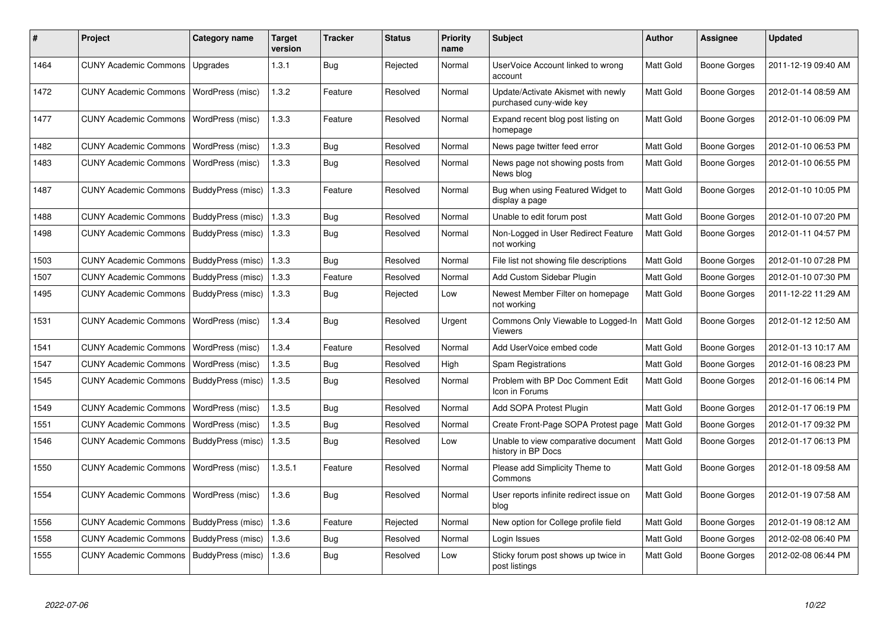| # | Project | Category name | Target version | Tracker | Status | Priority name | Subject | Author | Assignee | Updated |
|---|---|---|---|---|---|---|---|---|---|---|
| 1464 | CUNY Academic Commons | Upgrades | 1.3.1 | Bug | Rejected | Normal | UserVoice Account linked to wrong account | Matt Gold | Boone Gorges | 2011-12-19 09:40 AM |
| 1472 | CUNY Academic Commons | WordPress (misc) | 1.3.2 | Feature | Resolved | Normal | Update/Activate Akismet with newly purchased cuny-wide key | Matt Gold | Boone Gorges | 2012-01-14 08:59 AM |
| 1477 | CUNY Academic Commons | WordPress (misc) | 1.3.3 | Feature | Resolved | Normal | Expand recent blog post listing on homepage | Matt Gold | Boone Gorges | 2012-01-10 06:09 PM |
| 1482 | CUNY Academic Commons | WordPress (misc) | 1.3.3 | Bug | Resolved | Normal | News page twitter feed error | Matt Gold | Boone Gorges | 2012-01-10 06:53 PM |
| 1483 | CUNY Academic Commons | WordPress (misc) | 1.3.3 | Bug | Resolved | Normal | News page not showing posts from News blog | Matt Gold | Boone Gorges | 2012-01-10 06:55 PM |
| 1487 | CUNY Academic Commons | BuddyPress (misc) | 1.3.3 | Feature | Resolved | Normal | Bug when using Featured Widget to display a page | Matt Gold | Boone Gorges | 2012-01-10 10:05 PM |
| 1488 | CUNY Academic Commons | BuddyPress (misc) | 1.3.3 | Bug | Resolved | Normal | Unable to edit forum post | Matt Gold | Boone Gorges | 2012-01-10 07:20 PM |
| 1498 | CUNY Academic Commons | BuddyPress (misc) | 1.3.3 | Bug | Resolved | Normal | Non-Logged in User Redirect Feature not working | Matt Gold | Boone Gorges | 2012-01-11 04:57 PM |
| 1503 | CUNY Academic Commons | BuddyPress (misc) | 1.3.3 | Bug | Resolved | Normal | File list not showing file descriptions | Matt Gold | Boone Gorges | 2012-01-10 07:28 PM |
| 1507 | CUNY Academic Commons | BuddyPress (misc) | 1.3.3 | Feature | Resolved | Normal | Add Custom Sidebar Plugin | Matt Gold | Boone Gorges | 2012-01-10 07:30 PM |
| 1495 | CUNY Academic Commons | BuddyPress (misc) | 1.3.3 | Bug | Rejected | Low | Newest Member Filter on homepage not working | Matt Gold | Boone Gorges | 2011-12-22 11:29 AM |
| 1531 | CUNY Academic Commons | WordPress (misc) | 1.3.4 | Bug | Resolved | Urgent | Commons Only Viewable to Logged-In Viewers | Matt Gold | Boone Gorges | 2012-01-12 12:50 AM |
| 1541 | CUNY Academic Commons | WordPress (misc) | 1.3.4 | Feature | Resolved | Normal | Add UserVoice embed code | Matt Gold | Boone Gorges | 2012-01-13 10:17 AM |
| 1547 | CUNY Academic Commons | WordPress (misc) | 1.3.5 | Bug | Resolved | High | Spam Registrations | Matt Gold | Boone Gorges | 2012-01-16 08:23 PM |
| 1545 | CUNY Academic Commons | BuddyPress (misc) | 1.3.5 | Bug | Resolved | Normal | Problem with BP Doc Comment Edit Icon in Forums | Matt Gold | Boone Gorges | 2012-01-16 06:14 PM |
| 1549 | CUNY Academic Commons | WordPress (misc) | 1.3.5 | Bug | Resolved | Normal | Add SOPA Protest Plugin | Matt Gold | Boone Gorges | 2012-01-17 06:19 PM |
| 1551 | CUNY Academic Commons | WordPress (misc) | 1.3.5 | Bug | Resolved | Normal | Create Front-Page SOPA Protest page | Matt Gold | Boone Gorges | 2012-01-17 09:32 PM |
| 1546 | CUNY Academic Commons | BuddyPress (misc) | 1.3.5 | Bug | Resolved | Low | Unable to view comparative document history in BP Docs | Matt Gold | Boone Gorges | 2012-01-17 06:13 PM |
| 1550 | CUNY Academic Commons | WordPress (misc) | 1.3.5.1 | Feature | Resolved | Normal | Please add Simplicity Theme to Commons | Matt Gold | Boone Gorges | 2012-01-18 09:58 AM |
| 1554 | CUNY Academic Commons | WordPress (misc) | 1.3.6 | Bug | Resolved | Normal | User reports infinite redirect issue on blog | Matt Gold | Boone Gorges | 2012-01-19 07:58 AM |
| 1556 | CUNY Academic Commons | BuddyPress (misc) | 1.3.6 | Feature | Rejected | Normal | New option for College profile field | Matt Gold | Boone Gorges | 2012-01-19 08:12 AM |
| 1558 | CUNY Academic Commons | BuddyPress (misc) | 1.3.6 | Bug | Resolved | Normal | Login Issues | Matt Gold | Boone Gorges | 2012-02-08 06:40 PM |
| 1555 | CUNY Academic Commons | BuddyPress (misc) | 1.3.6 | Bug | Resolved | Low | Sticky forum post shows up twice in post listings | Matt Gold | Boone Gorges | 2012-02-08 06:44 PM |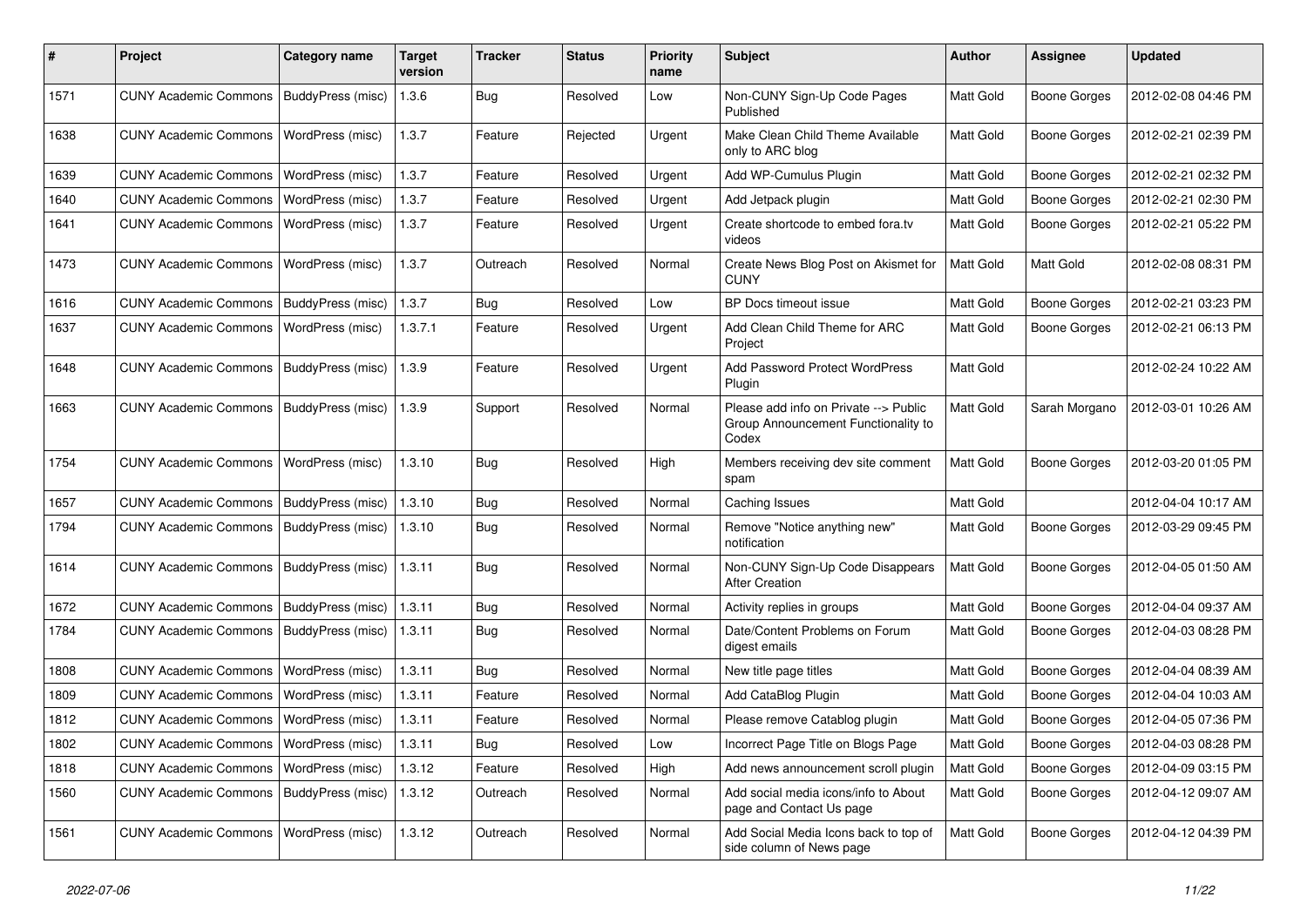| # | Project | Category name | Target version | Tracker | Status | Priority name | Subject | Author | Assignee | Updated |
|---|---|---|---|---|---|---|---|---|---|---|
| 1571 | CUNY Academic Commons | BuddyPress (misc) | 1.3.6 | Bug | Resolved | Low | Non-CUNY Sign-Up Code Pages Published | Matt Gold | Boone Gorges | 2012-02-08 04:46 PM |
| 1638 | CUNY Academic Commons | WordPress (misc) | 1.3.7 | Feature | Rejected | Urgent | Make Clean Child Theme Available only to ARC blog | Matt Gold | Boone Gorges | 2012-02-21 02:39 PM |
| 1639 | CUNY Academic Commons | WordPress (misc) | 1.3.7 | Feature | Resolved | Urgent | Add WP-Cumulus Plugin | Matt Gold | Boone Gorges | 2012-02-21 02:32 PM |
| 1640 | CUNY Academic Commons | WordPress (misc) | 1.3.7 | Feature | Resolved | Urgent | Add Jetpack plugin | Matt Gold | Boone Gorges | 2012-02-21 02:30 PM |
| 1641 | CUNY Academic Commons | WordPress (misc) | 1.3.7 | Feature | Resolved | Urgent | Create shortcode to embed fora.tv videos | Matt Gold | Boone Gorges | 2012-02-21 05:22 PM |
| 1473 | CUNY Academic Commons | WordPress (misc) | 1.3.7 | Outreach | Resolved | Normal | Create News Blog Post on Akismet for CUNY | Matt Gold | Matt Gold | 2012-02-08 08:31 PM |
| 1616 | CUNY Academic Commons | BuddyPress (misc) | 1.3.7 | Bug | Resolved | Low | BP Docs timeout issue | Matt Gold | Boone Gorges | 2012-02-21 03:23 PM |
| 1637 | CUNY Academic Commons | WordPress (misc) | 1.3.7.1 | Feature | Resolved | Urgent | Add Clean Child Theme for ARC Project | Matt Gold | Boone Gorges | 2012-02-21 06:13 PM |
| 1648 | CUNY Academic Commons | BuddyPress (misc) | 1.3.9 | Feature | Resolved | Urgent | Add Password Protect WordPress Plugin | Matt Gold | | 2012-02-24 10:22 AM |
| 1663 | CUNY Academic Commons | BuddyPress (misc) | 1.3.9 | Support | Resolved | Normal | Please add info on Private --> Public Group Announcement Functionality to Codex | Matt Gold | Sarah Morgano | 2012-03-01 10:26 AM |
| 1754 | CUNY Academic Commons | WordPress (misc) | 1.3.10 | Bug | Resolved | High | Members receiving dev site comment spam | Matt Gold | Boone Gorges | 2012-03-20 01:05 PM |
| 1657 | CUNY Academic Commons | BuddyPress (misc) | 1.3.10 | Bug | Resolved | Normal | Caching Issues | Matt Gold | | 2012-04-04 10:17 AM |
| 1794 | CUNY Academic Commons | BuddyPress (misc) | 1.3.10 | Bug | Resolved | Normal | Remove "Notice anything new" notification | Matt Gold | Boone Gorges | 2012-03-29 09:45 PM |
| 1614 | CUNY Academic Commons | BuddyPress (misc) | 1.3.11 | Bug | Resolved | Normal | Non-CUNY Sign-Up Code Disappears After Creation | Matt Gold | Boone Gorges | 2012-04-05 01:50 AM |
| 1672 | CUNY Academic Commons | BuddyPress (misc) | 1.3.11 | Bug | Resolved | Normal | Activity replies in groups | Matt Gold | Boone Gorges | 2012-04-04 09:37 AM |
| 1784 | CUNY Academic Commons | BuddyPress (misc) | 1.3.11 | Bug | Resolved | Normal | Date/Content Problems on Forum digest emails | Matt Gold | Boone Gorges | 2012-04-03 08:28 PM |
| 1808 | CUNY Academic Commons | WordPress (misc) | 1.3.11 | Bug | Resolved | Normal | New title page titles | Matt Gold | Boone Gorges | 2012-04-04 08:39 AM |
| 1809 | CUNY Academic Commons | WordPress (misc) | 1.3.11 | Feature | Resolved | Normal | Add CataBlog Plugin | Matt Gold | Boone Gorges | 2012-04-04 10:03 AM |
| 1812 | CUNY Academic Commons | WordPress (misc) | 1.3.11 | Feature | Resolved | Normal | Please remove Catablog plugin | Matt Gold | Boone Gorges | 2012-04-05 07:36 PM |
| 1802 | CUNY Academic Commons | WordPress (misc) | 1.3.11 | Bug | Resolved | Low | Incorrect Page Title on Blogs Page | Matt Gold | Boone Gorges | 2012-04-03 08:28 PM |
| 1818 | CUNY Academic Commons | WordPress (misc) | 1.3.12 | Feature | Resolved | High | Add news announcement scroll plugin | Matt Gold | Boone Gorges | 2012-04-09 03:15 PM |
| 1560 | CUNY Academic Commons | BuddyPress (misc) | 1.3.12 | Outreach | Resolved | Normal | Add social media icons/info to About page and Contact Us page | Matt Gold | Boone Gorges | 2012-04-12 09:07 AM |
| 1561 | CUNY Academic Commons | WordPress (misc) | 1.3.12 | Outreach | Resolved | Normal | Add Social Media Icons back to top of side column of News page | Matt Gold | Boone Gorges | 2012-04-12 04:39 PM |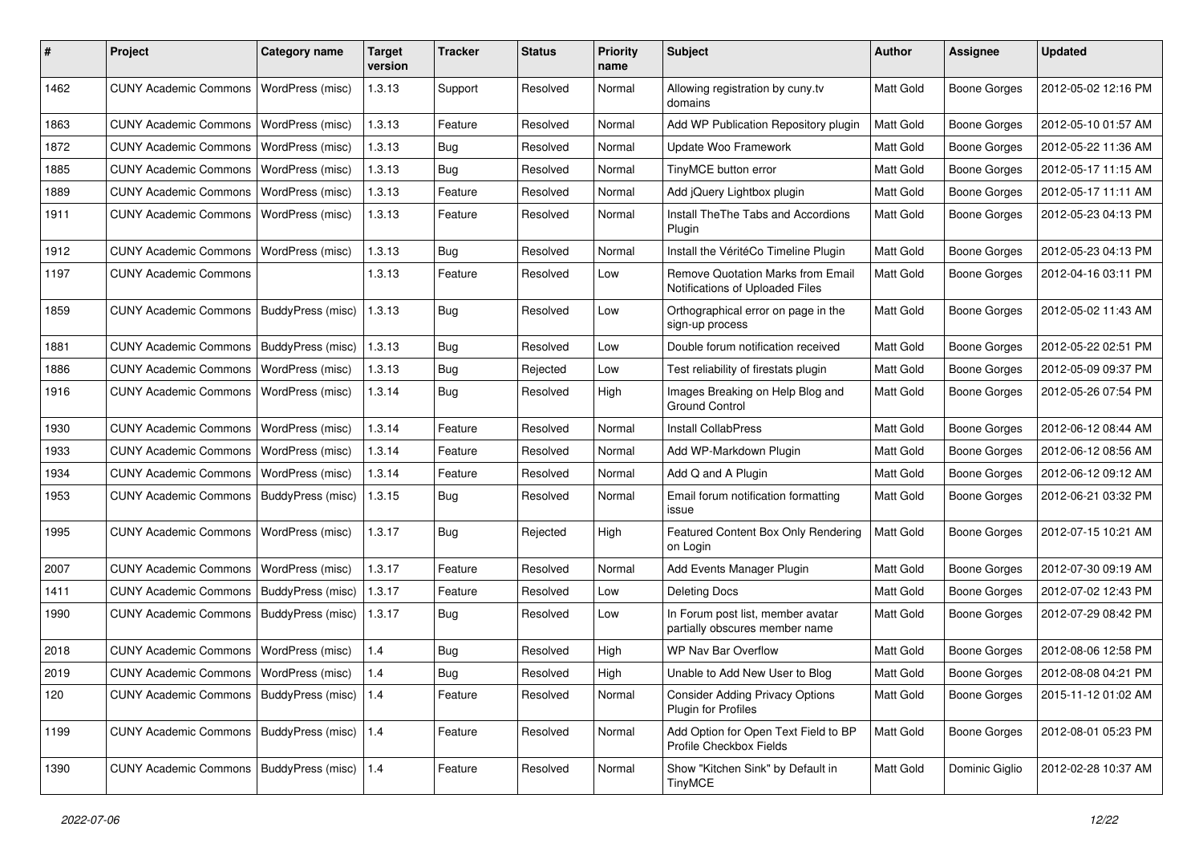| # | Project | Category name | Target version | Tracker | Status | Priority name | Subject | Author | Assignee | Updated |
|---|---|---|---|---|---|---|---|---|---|---|
| 1462 | CUNY Academic Commons | WordPress (misc) | 1.3.13 | Support | Resolved | Normal | Allowing registration by cuny.tv domains | Matt Gold | Boone Gorges | 2012-05-02 12:16 PM |
| 1863 | CUNY Academic Commons | WordPress (misc) | 1.3.13 | Feature | Resolved | Normal | Add WP Publication Repository plugin | Matt Gold | Boone Gorges | 2012-05-10 01:57 AM |
| 1872 | CUNY Academic Commons | WordPress (misc) | 1.3.13 | Bug | Resolved | Normal | Update Woo Framework | Matt Gold | Boone Gorges | 2012-05-22 11:36 AM |
| 1885 | CUNY Academic Commons | WordPress (misc) | 1.3.13 | Bug | Resolved | Normal | TinyMCE button error | Matt Gold | Boone Gorges | 2012-05-17 11:15 AM |
| 1889 | CUNY Academic Commons | WordPress (misc) | 1.3.13 | Feature | Resolved | Normal | Add jQuery Lightbox plugin | Matt Gold | Boone Gorges | 2012-05-17 11:11 AM |
| 1911 | CUNY Academic Commons | WordPress (misc) | 1.3.13 | Feature | Resolved | Normal | Install TheThe Tabs and Accordions Plugin | Matt Gold | Boone Gorges | 2012-05-23 04:13 PM |
| 1912 | CUNY Academic Commons | WordPress (misc) | 1.3.13 | Bug | Resolved | Normal | Install the VéritéCo Timeline Plugin | Matt Gold | Boone Gorges | 2012-05-23 04:13 PM |
| 1197 | CUNY Academic Commons | | 1.3.13 | Feature | Resolved | Low | Remove Quotation Marks from Email Notifications of Uploaded Files | Matt Gold | Boone Gorges | 2012-04-16 03:11 PM |
| 1859 | CUNY Academic Commons | BuddyPress (misc) | 1.3.13 | Bug | Resolved | Low | Orthographical error on page in the sign-up process | Matt Gold | Boone Gorges | 2012-05-02 11:43 AM |
| 1881 | CUNY Academic Commons | BuddyPress (misc) | 1.3.13 | Bug | Resolved | Low | Double forum notification received | Matt Gold | Boone Gorges | 2012-05-22 02:51 PM |
| 1886 | CUNY Academic Commons | WordPress (misc) | 1.3.13 | Bug | Rejected | Low | Test reliability of firestats plugin | Matt Gold | Boone Gorges | 2012-05-09 09:37 PM |
| 1916 | CUNY Academic Commons | WordPress (misc) | 1.3.14 | Bug | Resolved | High | Images Breaking on Help Blog and Ground Control | Matt Gold | Boone Gorges | 2012-05-26 07:54 PM |
| 1930 | CUNY Academic Commons | WordPress (misc) | 1.3.14 | Feature | Resolved | Normal | Install CollabPress | Matt Gold | Boone Gorges | 2012-06-12 08:44 AM |
| 1933 | CUNY Academic Commons | WordPress (misc) | 1.3.14 | Feature | Resolved | Normal | Add WP-Markdown Plugin | Matt Gold | Boone Gorges | 2012-06-12 08:56 AM |
| 1934 | CUNY Academic Commons | WordPress (misc) | 1.3.14 | Feature | Resolved | Normal | Add Q and A Plugin | Matt Gold | Boone Gorges | 2012-06-12 09:12 AM |
| 1953 | CUNY Academic Commons | BuddyPress (misc) | 1.3.15 | Bug | Resolved | Normal | Email forum notification formatting issue | Matt Gold | Boone Gorges | 2012-06-21 03:32 PM |
| 1995 | CUNY Academic Commons | WordPress (misc) | 1.3.17 | Bug | Rejected | High | Featured Content Box Only Rendering on Login | Matt Gold | Boone Gorges | 2012-07-15 10:21 AM |
| 2007 | CUNY Academic Commons | WordPress (misc) | 1.3.17 | Feature | Resolved | Normal | Add Events Manager Plugin | Matt Gold | Boone Gorges | 2012-07-30 09:19 AM |
| 1411 | CUNY Academic Commons | BuddyPress (misc) | 1.3.17 | Feature | Resolved | Low | Deleting Docs | Matt Gold | Boone Gorges | 2012-07-02 12:43 PM |
| 1990 | CUNY Academic Commons | BuddyPress (misc) | 1.3.17 | Bug | Resolved | Low | In Forum post list, member avatar partially obscures member name | Matt Gold | Boone Gorges | 2012-07-29 08:42 PM |
| 2018 | CUNY Academic Commons | WordPress (misc) | 1.4 | Bug | Resolved | High | WP Nav Bar Overflow | Matt Gold | Boone Gorges | 2012-08-06 12:58 PM |
| 2019 | CUNY Academic Commons | WordPress (misc) | 1.4 | Bug | Resolved | High | Unable to Add New User to Blog | Matt Gold | Boone Gorges | 2012-08-08 04:21 PM |
| 120 | CUNY Academic Commons | BuddyPress (misc) | 1.4 | Feature | Resolved | Normal | Consider Adding Privacy Options Plugin for Profiles | Matt Gold | Boone Gorges | 2015-11-12 01:02 AM |
| 1199 | CUNY Academic Commons | BuddyPress (misc) | 1.4 | Feature | Resolved | Normal | Add Option for Open Text Field to BP Profile Checkbox Fields | Matt Gold | Boone Gorges | 2012-08-01 05:23 PM |
| 1390 | CUNY Academic Commons | BuddyPress (misc) | 1.4 | Feature | Resolved | Normal | Show "Kitchen Sink" by Default in TinyMCE | Matt Gold | Dominic Giglio | 2012-02-28 10:37 AM |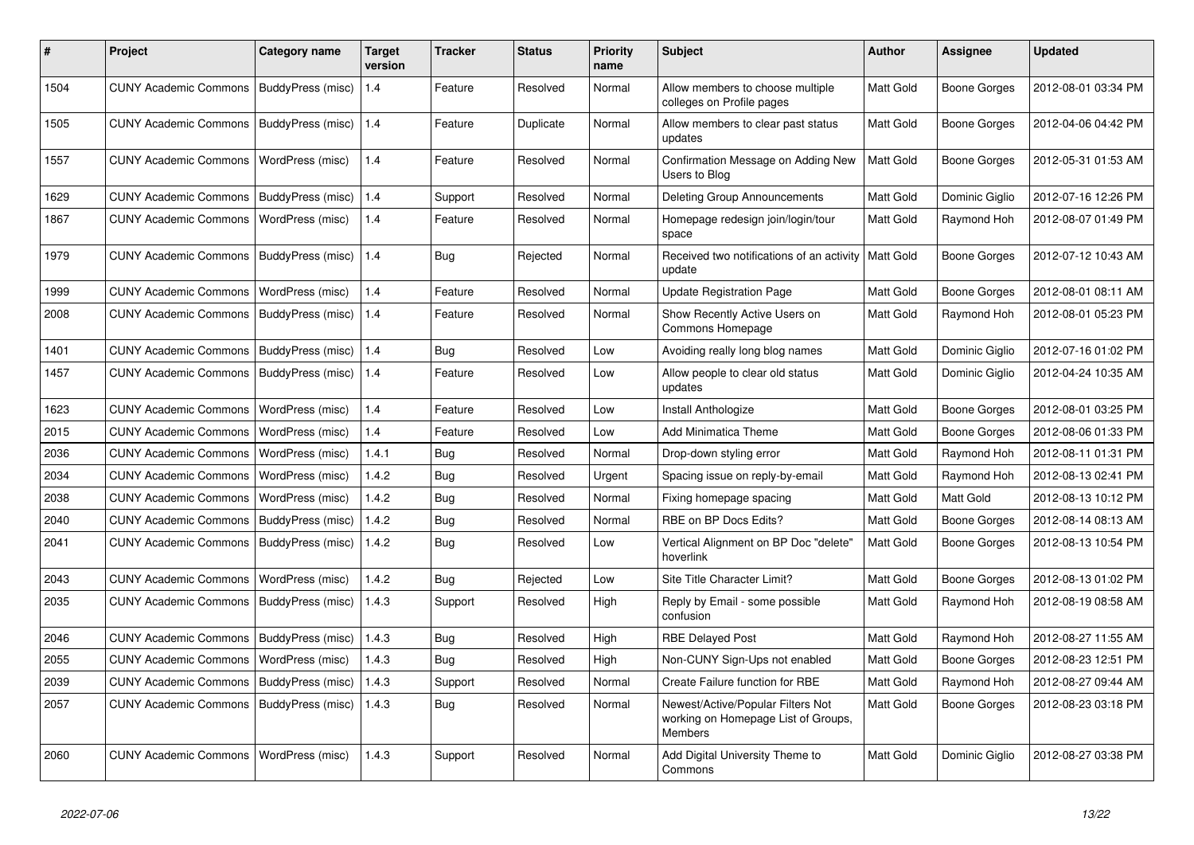| # | Project | Category name | Target version | Tracker | Status | Priority name | Subject | Author | Assignee | Updated |
|---|---|---|---|---|---|---|---|---|---|---|
| 1504 | CUNY Academic Commons | BuddyPress (misc) | 1.4 | Feature | Resolved | Normal | Allow members to choose multiple colleges on Profile pages | Matt Gold | Boone Gorges | 2012-08-01 03:34 PM |
| 1505 | CUNY Academic Commons | BuddyPress (misc) | 1.4 | Feature | Duplicate | Normal | Allow members to clear past status updates | Matt Gold | Boone Gorges | 2012-04-06 04:42 PM |
| 1557 | CUNY Academic Commons | WordPress (misc) | 1.4 | Feature | Resolved | Normal | Confirmation Message on Adding New Users to Blog | Matt Gold | Boone Gorges | 2012-05-31 01:53 AM |
| 1629 | CUNY Academic Commons | BuddyPress (misc) | 1.4 | Support | Resolved | Normal | Deleting Group Announcements | Matt Gold | Dominic Giglio | 2012-07-16 12:26 PM |
| 1867 | CUNY Academic Commons | WordPress (misc) | 1.4 | Feature | Resolved | Normal | Homepage redesign join/login/tour space | Matt Gold | Raymond Hoh | 2012-08-07 01:49 PM |
| 1979 | CUNY Academic Commons | BuddyPress (misc) | 1.4 | Bug | Rejected | Normal | Received two notifications of an activity update | Matt Gold | Boone Gorges | 2012-07-12 10:43 AM |
| 1999 | CUNY Academic Commons | WordPress (misc) | 1.4 | Feature | Resolved | Normal | Update Registration Page | Matt Gold | Boone Gorges | 2012-08-01 08:11 AM |
| 2008 | CUNY Academic Commons | BuddyPress (misc) | 1.4 | Feature | Resolved | Normal | Show Recently Active Users on Commons Homepage | Matt Gold | Raymond Hoh | 2012-08-01 05:23 PM |
| 1401 | CUNY Academic Commons | BuddyPress (misc) | 1.4 | Bug | Resolved | Low | Avoiding really long blog names | Matt Gold | Dominic Giglio | 2012-07-16 01:02 PM |
| 1457 | CUNY Academic Commons | BuddyPress (misc) | 1.4 | Feature | Resolved | Low | Allow people to clear old status updates | Matt Gold | Dominic Giglio | 2012-04-24 10:35 AM |
| 1623 | CUNY Academic Commons | WordPress (misc) | 1.4 | Feature | Resolved | Low | Install Anthologize | Matt Gold | Boone Gorges | 2012-08-01 03:25 PM |
| 2015 | CUNY Academic Commons | WordPress (misc) | 1.4 | Feature | Resolved | Low | Add Minimatica Theme | Matt Gold | Boone Gorges | 2012-08-06 01:33 PM |
| 2036 | CUNY Academic Commons | WordPress (misc) | 1.4.1 | Bug | Resolved | Normal | Drop-down styling error | Matt Gold | Raymond Hoh | 2012-08-11 01:31 PM |
| 2034 | CUNY Academic Commons | WordPress (misc) | 1.4.2 | Bug | Resolved | Urgent | Spacing issue on reply-by-email | Matt Gold | Raymond Hoh | 2012-08-13 02:41 PM |
| 2038 | CUNY Academic Commons | WordPress (misc) | 1.4.2 | Bug | Resolved | Normal | Fixing homepage spacing | Matt Gold | Matt Gold | 2012-08-13 10:12 PM |
| 2040 | CUNY Academic Commons | BuddyPress (misc) | 1.4.2 | Bug | Resolved | Normal | RBE on BP Docs Edits? | Matt Gold | Boone Gorges | 2012-08-14 08:13 AM |
| 2041 | CUNY Academic Commons | BuddyPress (misc) | 1.4.2 | Bug | Resolved | Low | Vertical Alignment on BP Doc "delete" hoverlink | Matt Gold | Boone Gorges | 2012-08-13 10:54 PM |
| 2043 | CUNY Academic Commons | WordPress (misc) | 1.4.2 | Bug | Rejected | Low | Site Title Character Limit? | Matt Gold | Boone Gorges | 2012-08-13 01:02 PM |
| 2035 | CUNY Academic Commons | BuddyPress (misc) | 1.4.3 | Support | Resolved | High | Reply by Email - some possible confusion | Matt Gold | Raymond Hoh | 2012-08-19 08:58 AM |
| 2046 | CUNY Academic Commons | BuddyPress (misc) | 1.4.3 | Bug | Resolved | High | RBE Delayed Post | Matt Gold | Raymond Hoh | 2012-08-27 11:55 AM |
| 2055 | CUNY Academic Commons | WordPress (misc) | 1.4.3 | Bug | Resolved | High | Non-CUNY Sign-Ups not enabled | Matt Gold | Boone Gorges | 2012-08-23 12:51 PM |
| 2039 | CUNY Academic Commons | BuddyPress (misc) | 1.4.3 | Support | Resolved | Normal | Create Failure function for RBE | Matt Gold | Raymond Hoh | 2012-08-27 09:44 AM |
| 2057 | CUNY Academic Commons | BuddyPress (misc) | 1.4.3 | Bug | Resolved | Normal | Newest/Active/Popular Filters Not working on Homepage List of Groups, Members | Matt Gold | Boone Gorges | 2012-08-23 03:18 PM |
| 2060 | CUNY Academic Commons | WordPress (misc) | 1.4.3 | Support | Resolved | Normal | Add Digital University Theme to Commons | Matt Gold | Dominic Giglio | 2012-08-27 03:38 PM |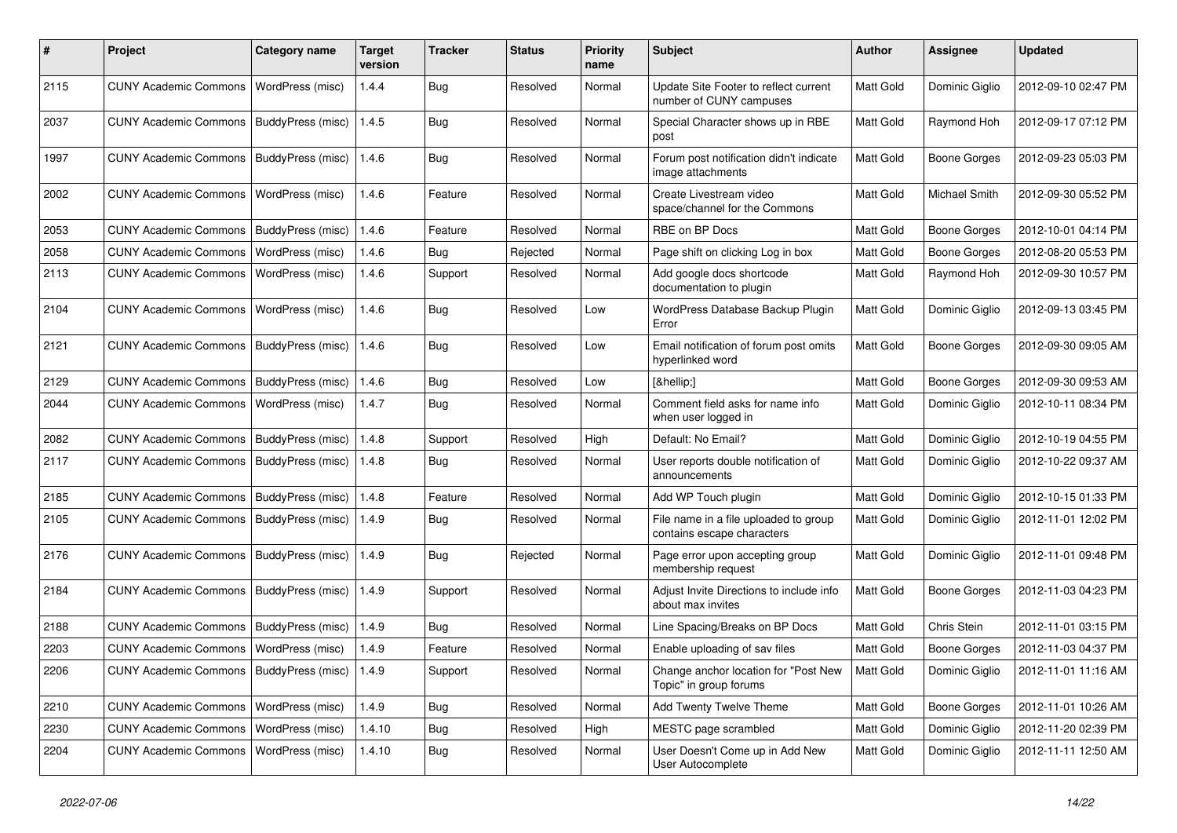| # | Project | Category name | Target version | Tracker | Status | Priority name | Subject | Author | Assignee | Updated |
| --- | --- | --- | --- | --- | --- | --- | --- | --- | --- | --- |
| 2115 | CUNY Academic Commons | WordPress (misc) | 1.4.4 | Bug | Resolved | Normal | Update Site Footer to reflect current number of CUNY campuses | Matt Gold | Dominic Giglio | 2012-09-10 02:47 PM |
| 2037 | CUNY Academic Commons | BuddyPress (misc) | 1.4.5 | Bug | Resolved | Normal | Special Character shows up in RBE post | Matt Gold | Raymond Hoh | 2012-09-17 07:12 PM |
| 1997 | CUNY Academic Commons | BuddyPress (misc) | 1.4.6 | Bug | Resolved | Normal | Forum post notification didn't indicate image attachments | Matt Gold | Boone Gorges | 2012-09-23 05:03 PM |
| 2002 | CUNY Academic Commons | WordPress (misc) | 1.4.6 | Feature | Resolved | Normal | Create Livestream video space/channel for the Commons | Matt Gold | Michael Smith | 2012-09-30 05:52 PM |
| 2053 | CUNY Academic Commons | BuddyPress (misc) | 1.4.6 | Feature | Resolved | Normal | RBE on BP Docs | Matt Gold | Boone Gorges | 2012-10-01 04:14 PM |
| 2058 | CUNY Academic Commons | WordPress (misc) | 1.4.6 | Bug | Rejected | Normal | Page shift on clicking Log in box | Matt Gold | Boone Gorges | 2012-08-20 05:53 PM |
| 2113 | CUNY Academic Commons | WordPress (misc) | 1.4.6 | Support | Resolved | Normal | Add google docs shortcode documentation to plugin | Matt Gold | Raymond Hoh | 2012-09-30 10:57 PM |
| 2104 | CUNY Academic Commons | WordPress (misc) | 1.4.6 | Bug | Resolved | Low | WordPress Database Backup Plugin Error | Matt Gold | Dominic Giglio | 2012-09-13 03:45 PM |
| 2121 | CUNY Academic Commons | BuddyPress (misc) | 1.4.6 | Bug | Resolved | Low | Email notification of forum post omits hyperlinked word | Matt Gold | Boone Gorges | 2012-09-30 09:05 AM |
| 2129 | CUNY Academic Commons | BuddyPress (misc) | 1.4.6 | Bug | Resolved | Low | [&hellip;] | Matt Gold | Boone Gorges | 2012-09-30 09:53 AM |
| 2044 | CUNY Academic Commons | WordPress (misc) | 1.4.7 | Bug | Resolved | Normal | Comment field asks for name info when user logged in | Matt Gold | Dominic Giglio | 2012-10-11 08:34 PM |
| 2082 | CUNY Academic Commons | BuddyPress (misc) | 1.4.8 | Support | Resolved | High | Default: No Email? | Matt Gold | Dominic Giglio | 2012-10-19 04:55 PM |
| 2117 | CUNY Academic Commons | BuddyPress (misc) | 1.4.8 | Bug | Resolved | Normal | User reports double notification of announcements | Matt Gold | Dominic Giglio | 2012-10-22 09:37 AM |
| 2185 | CUNY Academic Commons | BuddyPress (misc) | 1.4.8 | Feature | Resolved | Normal | Add WP Touch plugin | Matt Gold | Dominic Giglio | 2012-10-15 01:33 PM |
| 2105 | CUNY Academic Commons | BuddyPress (misc) | 1.4.9 | Bug | Resolved | Normal | File name in a file uploaded to group contains escape characters | Matt Gold | Dominic Giglio | 2012-11-01 12:02 PM |
| 2176 | CUNY Academic Commons | BuddyPress (misc) | 1.4.9 | Bug | Rejected | Normal | Page error upon accepting group membership request | Matt Gold | Dominic Giglio | 2012-11-01 09:48 PM |
| 2184 | CUNY Academic Commons | BuddyPress (misc) | 1.4.9 | Support | Resolved | Normal | Adjust Invite Directions to include info about max invites | Matt Gold | Boone Gorges | 2012-11-03 04:23 PM |
| 2188 | CUNY Academic Commons | BuddyPress (misc) | 1.4.9 | Bug | Resolved | Normal | Line Spacing/Breaks on BP Docs | Matt Gold | Chris Stein | 2012-11-01 03:15 PM |
| 2203 | CUNY Academic Commons | WordPress (misc) | 1.4.9 | Feature | Resolved | Normal | Enable uploading of sav files | Matt Gold | Boone Gorges | 2012-11-03 04:37 PM |
| 2206 | CUNY Academic Commons | BuddyPress (misc) | 1.4.9 | Support | Resolved | Normal | Change anchor location for "Post New Topic" in group forums | Matt Gold | Dominic Giglio | 2012-11-01 11:16 AM |
| 2210 | CUNY Academic Commons | WordPress (misc) | 1.4.9 | Bug | Resolved | Normal | Add Twenty Twelve Theme | Matt Gold | Boone Gorges | 2012-11-01 10:26 AM |
| 2230 | CUNY Academic Commons | WordPress (misc) | 1.4.10 | Bug | Resolved | High | MESTC page scrambled | Matt Gold | Dominic Giglio | 2012-11-20 02:39 PM |
| 2204 | CUNY Academic Commons | WordPress (misc) | 1.4.10 | Bug | Resolved | Normal | User Doesn't Come up in Add New User Autocomplete | Matt Gold | Dominic Giglio | 2012-11-11 12:50 AM |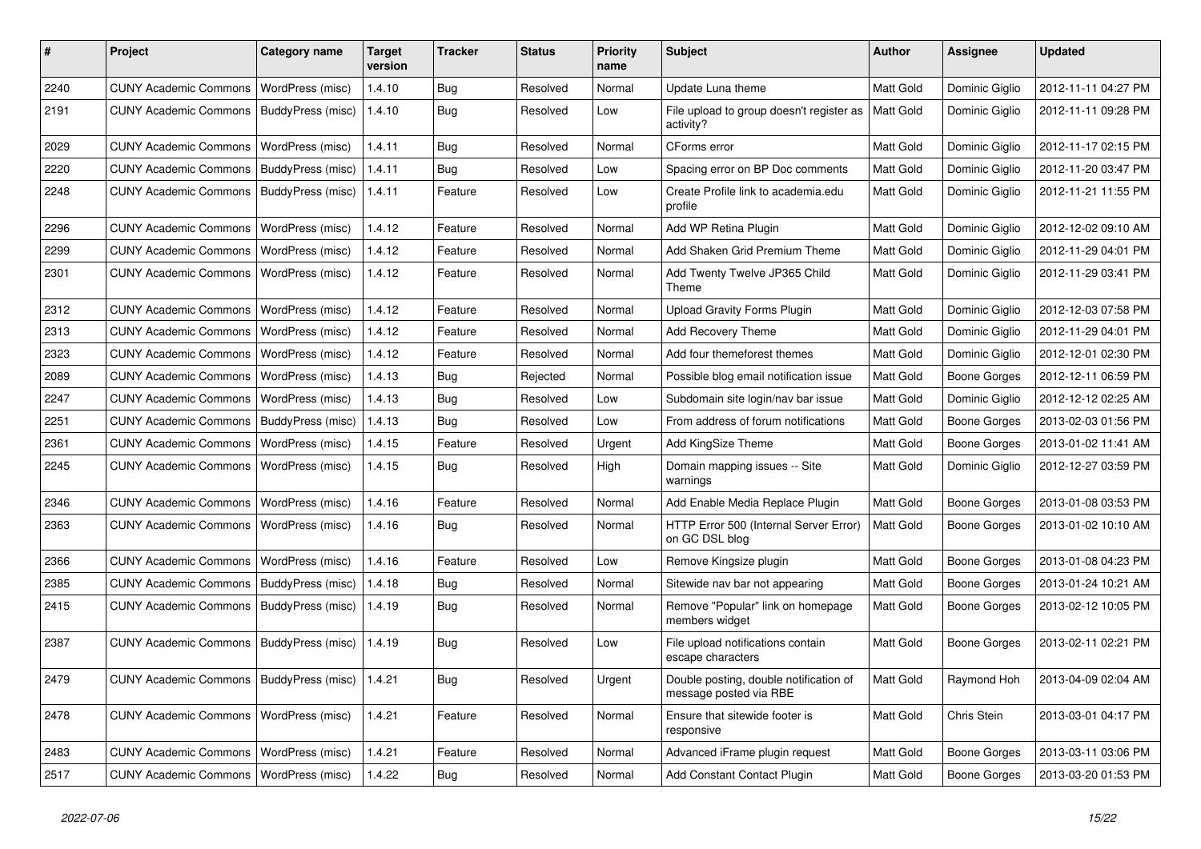| # | Project | Category name | Target version | Tracker | Status | Priority name | Subject | Author | Assignee | Updated |
|---|---|---|---|---|---|---|---|---|---|---|
| 2240 | CUNY Academic Commons | WordPress (misc) | 1.4.10 | Bug | Resolved | Normal | Update Luna theme | Matt Gold | Dominic Giglio | 2012-11-11 04:27 PM |
| 2191 | CUNY Academic Commons | BuddyPress (misc) | 1.4.10 | Bug | Resolved | Low | File upload to group doesn't register as activity? | Matt Gold | Dominic Giglio | 2012-11-11 09:28 PM |
| 2029 | CUNY Academic Commons | WordPress (misc) | 1.4.11 | Bug | Resolved | Normal | CForms error | Matt Gold | Dominic Giglio | 2012-11-17 02:15 PM |
| 2220 | CUNY Academic Commons | BuddyPress (misc) | 1.4.11 | Bug | Resolved | Low | Spacing error on BP Doc comments | Matt Gold | Dominic Giglio | 2012-11-20 03:47 PM |
| 2248 | CUNY Academic Commons | BuddyPress (misc) | 1.4.11 | Feature | Resolved | Low | Create Profile link to academia.edu profile | Matt Gold | Dominic Giglio | 2012-11-21 11:55 PM |
| 2296 | CUNY Academic Commons | WordPress (misc) | 1.4.12 | Feature | Resolved | Normal | Add WP Retina Plugin | Matt Gold | Dominic Giglio | 2012-12-02 09:10 AM |
| 2299 | CUNY Academic Commons | WordPress (misc) | 1.4.12 | Feature | Resolved | Normal | Add Shaken Grid Premium Theme | Matt Gold | Dominic Giglio | 2012-11-29 04:01 PM |
| 2301 | CUNY Academic Commons | WordPress (misc) | 1.4.12 | Feature | Resolved | Normal | Add Twenty Twelve JP365 Child Theme | Matt Gold | Dominic Giglio | 2012-11-29 03:41 PM |
| 2312 | CUNY Academic Commons | WordPress (misc) | 1.4.12 | Feature | Resolved | Normal | Upload Gravity Forms Plugin | Matt Gold | Dominic Giglio | 2012-12-03 07:58 PM |
| 2313 | CUNY Academic Commons | WordPress (misc) | 1.4.12 | Feature | Resolved | Normal | Add Recovery Theme | Matt Gold | Dominic Giglio | 2012-11-29 04:01 PM |
| 2323 | CUNY Academic Commons | WordPress (misc) | 1.4.12 | Feature | Resolved | Normal | Add four themeforest themes | Matt Gold | Dominic Giglio | 2012-12-01 02:30 PM |
| 2089 | CUNY Academic Commons | WordPress (misc) | 1.4.13 | Bug | Rejected | Normal | Possible blog email notification issue | Matt Gold | Boone Gorges | 2012-12-11 06:59 PM |
| 2247 | CUNY Academic Commons | WordPress (misc) | 1.4.13 | Bug | Resolved | Low | Subdomain site login/nav bar issue | Matt Gold | Dominic Giglio | 2012-12-12 02:25 AM |
| 2251 | CUNY Academic Commons | BuddyPress (misc) | 1.4.13 | Bug | Resolved | Low | From address of forum notifications | Matt Gold | Boone Gorges | 2013-02-03 01:56 PM |
| 2361 | CUNY Academic Commons | WordPress (misc) | 1.4.15 | Feature | Resolved | Urgent | Add KingSize Theme | Matt Gold | Boone Gorges | 2013-01-02 11:41 AM |
| 2245 | CUNY Academic Commons | WordPress (misc) | 1.4.15 | Bug | Resolved | High | Domain mapping issues -- Site warnings | Matt Gold | Dominic Giglio | 2012-12-27 03:59 PM |
| 2346 | CUNY Academic Commons | WordPress (misc) | 1.4.16 | Feature | Resolved | Normal | Add Enable Media Replace Plugin | Matt Gold | Boone Gorges | 2013-01-08 03:53 PM |
| 2363 | CUNY Academic Commons | WordPress (misc) | 1.4.16 | Bug | Resolved | Normal | HTTP Error 500 (Internal Server Error) on GC DSL blog | Matt Gold | Boone Gorges | 2013-01-02 10:10 AM |
| 2366 | CUNY Academic Commons | WordPress (misc) | 1.4.16 | Feature | Resolved | Low | Remove Kingsize plugin | Matt Gold | Boone Gorges | 2013-01-08 04:23 PM |
| 2385 | CUNY Academic Commons | BuddyPress (misc) | 1.4.18 | Bug | Resolved | Normal | Sitewide nav bar not appearing | Matt Gold | Boone Gorges | 2013-01-24 10:21 AM |
| 2415 | CUNY Academic Commons | BuddyPress (misc) | 1.4.19 | Bug | Resolved | Normal | Remove "Popular" link on homepage members widget | Matt Gold | Boone Gorges | 2013-02-12 10:05 PM |
| 2387 | CUNY Academic Commons | BuddyPress (misc) | 1.4.19 | Bug | Resolved | Low | File upload notifications contain escape characters | Matt Gold | Boone Gorges | 2013-02-11 02:21 PM |
| 2479 | CUNY Academic Commons | BuddyPress (misc) | 1.4.21 | Bug | Resolved | Urgent | Double posting, double notification of message posted via RBE | Matt Gold | Raymond Hoh | 2013-04-09 02:04 AM |
| 2478 | CUNY Academic Commons | WordPress (misc) | 1.4.21 | Feature | Resolved | Normal | Ensure that sitewide footer is responsive | Matt Gold | Chris Stein | 2013-03-01 04:17 PM |
| 2483 | CUNY Academic Commons | WordPress (misc) | 1.4.21 | Feature | Resolved | Normal | Advanced iFrame plugin request | Matt Gold | Boone Gorges | 2013-03-11 03:06 PM |
| 2517 | CUNY Academic Commons | WordPress (misc) | 1.4.22 | Bug | Resolved | Normal | Add Constant Contact Plugin | Matt Gold | Boone Gorges | 2013-03-20 01:53 PM |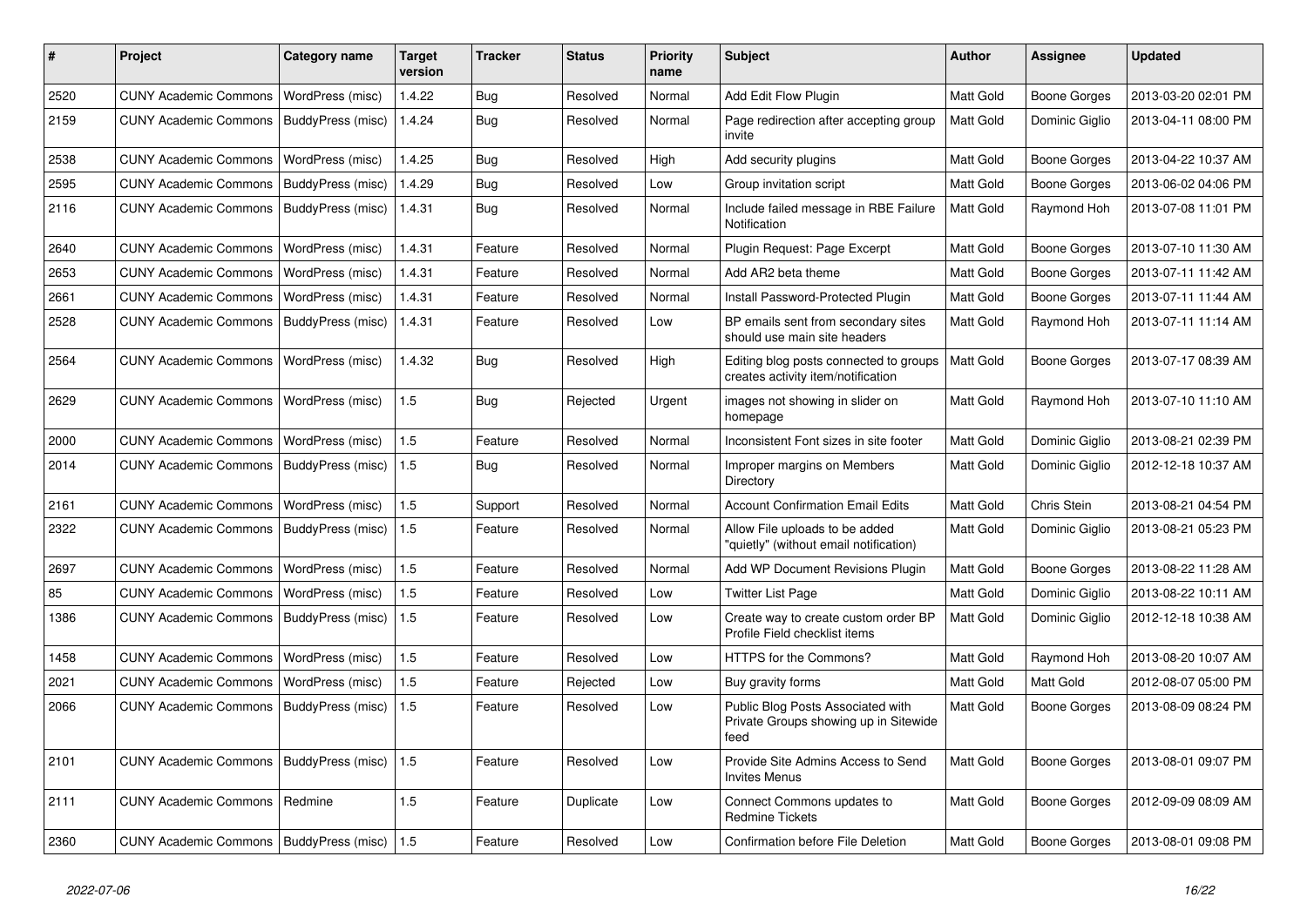| # | Project | Category name | Target version | Tracker | Status | Priority name | Subject | Author | Assignee | Updated |
|---|---|---|---|---|---|---|---|---|---|---|
| 2520 | CUNY Academic Commons | WordPress (misc) | 1.4.22 | Bug | Resolved | Normal | Add Edit Flow Plugin | Matt Gold | Boone Gorges | 2013-03-20 02:01 PM |
| 2159 | CUNY Academic Commons | BuddyPress (misc) | 1.4.24 | Bug | Resolved | Normal | Page redirection after accepting group invite | Matt Gold | Dominic Giglio | 2013-04-11 08:00 PM |
| 2538 | CUNY Academic Commons | WordPress (misc) | 1.4.25 | Bug | Resolved | High | Add security plugins | Matt Gold | Boone Gorges | 2013-04-22 10:37 AM |
| 2595 | CUNY Academic Commons | BuddyPress (misc) | 1.4.29 | Bug | Resolved | Low | Group invitation script | Matt Gold | Boone Gorges | 2013-06-02 04:06 PM |
| 2116 | CUNY Academic Commons | BuddyPress (misc) | 1.4.31 | Bug | Resolved | Normal | Include failed message in RBE Failure Notification | Matt Gold | Raymond Hoh | 2013-07-08 11:01 PM |
| 2640 | CUNY Academic Commons | WordPress (misc) | 1.4.31 | Feature | Resolved | Normal | Plugin Request: Page Excerpt | Matt Gold | Boone Gorges | 2013-07-10 11:30 AM |
| 2653 | CUNY Academic Commons | WordPress (misc) | 1.4.31 | Feature | Resolved | Normal | Add AR2 beta theme | Matt Gold | Boone Gorges | 2013-07-11 11:42 AM |
| 2661 | CUNY Academic Commons | WordPress (misc) | 1.4.31 | Feature | Resolved | Normal | Install Password-Protected Plugin | Matt Gold | Boone Gorges | 2013-07-11 11:44 AM |
| 2528 | CUNY Academic Commons | BuddyPress (misc) | 1.4.31 | Feature | Resolved | Low | BP emails sent from secondary sites should use main site headers | Matt Gold | Raymond Hoh | 2013-07-11 11:14 AM |
| 2564 | CUNY Academic Commons | WordPress (misc) | 1.4.32 | Bug | Resolved | High | Editing blog posts connected to groups creates activity item/notification | Matt Gold | Boone Gorges | 2013-07-17 08:39 AM |
| 2629 | CUNY Academic Commons | WordPress (misc) | 1.5 | Bug | Rejected | Urgent | images not showing in slider on homepage | Matt Gold | Raymond Hoh | 2013-07-10 11:10 AM |
| 2000 | CUNY Academic Commons | WordPress (misc) | 1.5 | Feature | Resolved | Normal | Inconsistent Font sizes in site footer | Matt Gold | Dominic Giglio | 2013-08-21 02:39 PM |
| 2014 | CUNY Academic Commons | BuddyPress (misc) | 1.5 | Bug | Resolved | Normal | Improper margins on Members Directory | Matt Gold | Dominic Giglio | 2012-12-18 10:37 AM |
| 2161 | CUNY Academic Commons | WordPress (misc) | 1.5 | Support | Resolved | Normal | Account Confirmation Email Edits | Matt Gold | Chris Stein | 2013-08-21 04:54 PM |
| 2322 | CUNY Academic Commons | BuddyPress (misc) | 1.5 | Feature | Resolved | Normal | Allow File uploads to be added "quietly" (without email notification) | Matt Gold | Dominic Giglio | 2013-08-21 05:23 PM |
| 2697 | CUNY Academic Commons | WordPress (misc) | 1.5 | Feature | Resolved | Normal | Add WP Document Revisions Plugin | Matt Gold | Boone Gorges | 2013-08-22 11:28 AM |
| 85 | CUNY Academic Commons | WordPress (misc) | 1.5 | Feature | Resolved | Low | Twitter List Page | Matt Gold | Dominic Giglio | 2013-08-22 10:11 AM |
| 1386 | CUNY Academic Commons | BuddyPress (misc) | 1.5 | Feature | Resolved | Low | Create way to create custom order BP Profile Field checklist items | Matt Gold | Dominic Giglio | 2012-12-18 10:38 AM |
| 1458 | CUNY Academic Commons | WordPress (misc) | 1.5 | Feature | Resolved | Low | HTTPS for the Commons? | Matt Gold | Raymond Hoh | 2013-08-20 10:07 AM |
| 2021 | CUNY Academic Commons | WordPress (misc) | 1.5 | Feature | Rejected | Low | Buy gravity forms | Matt Gold | Matt Gold | 2012-08-07 05:00 PM |
| 2066 | CUNY Academic Commons | BuddyPress (misc) | 1.5 | Feature | Resolved | Low | Public Blog Posts Associated with Private Groups showing up in Sitewide feed | Matt Gold | Boone Gorges | 2013-08-09 08:24 PM |
| 2101 | CUNY Academic Commons | BuddyPress (misc) | 1.5 | Feature | Resolved | Low | Provide Site Admins Access to Send Invites Menus | Matt Gold | Boone Gorges | 2013-08-01 09:07 PM |
| 2111 | CUNY Academic Commons | Redmine | 1.5 | Feature | Duplicate | Low | Connect Commons updates to Redmine Tickets | Matt Gold | Boone Gorges | 2012-09-09 08:09 AM |
| 2360 | CUNY Academic Commons | BuddyPress (misc) | 1.5 | Feature | Resolved | Low | Confirmation before File Deletion | Matt Gold | Boone Gorges | 2013-08-01 09:08 PM |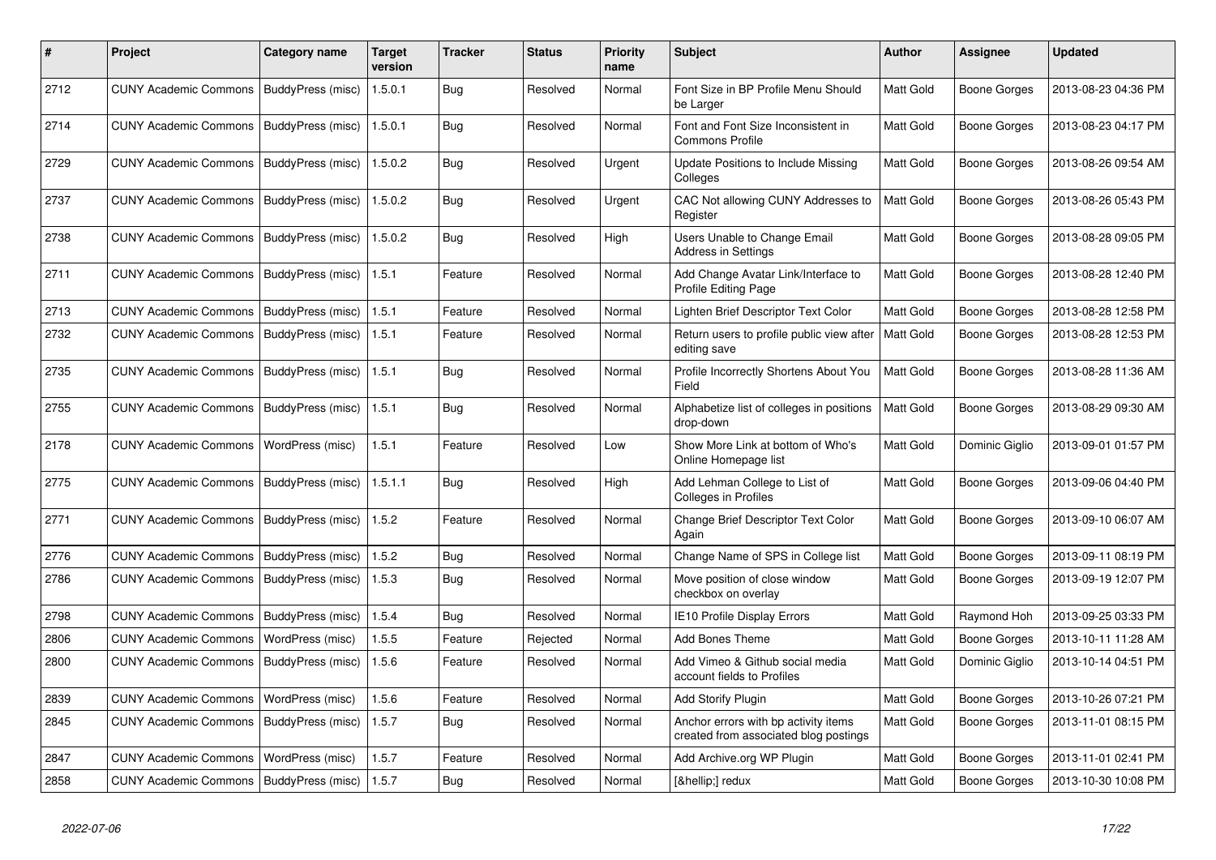| # | Project | Category name | Target version | Tracker | Status | Priority name | Subject | Author | Assignee | Updated |
|---|---|---|---|---|---|---|---|---|---|---|
| 2712 | CUNY Academic Commons | BuddyPress (misc) | 1.5.0.1 | Bug | Resolved | Normal | Font Size in BP Profile Menu Should be Larger | Matt Gold | Boone Gorges | 2013-08-23 04:36 PM |
| 2714 | CUNY Academic Commons | BuddyPress (misc) | 1.5.0.1 | Bug | Resolved | Normal | Font and Font Size Inconsistent in Commons Profile | Matt Gold | Boone Gorges | 2013-08-23 04:17 PM |
| 2729 | CUNY Academic Commons | BuddyPress (misc) | 1.5.0.2 | Bug | Resolved | Urgent | Update Positions to Include Missing Colleges | Matt Gold | Boone Gorges | 2013-08-26 09:54 AM |
| 2737 | CUNY Academic Commons | BuddyPress (misc) | 1.5.0.2 | Bug | Resolved | Urgent | CAC Not allowing CUNY Addresses to Register | Matt Gold | Boone Gorges | 2013-08-26 05:43 PM |
| 2738 | CUNY Academic Commons | BuddyPress (misc) | 1.5.0.2 | Bug | Resolved | High | Users Unable to Change Email Address in Settings | Matt Gold | Boone Gorges | 2013-08-28 09:05 PM |
| 2711 | CUNY Academic Commons | BuddyPress (misc) | 1.5.1 | Feature | Resolved | Normal | Add Change Avatar Link/Interface to Profile Editing Page | Matt Gold | Boone Gorges | 2013-08-28 12:40 PM |
| 2713 | CUNY Academic Commons | BuddyPress (misc) | 1.5.1 | Feature | Resolved | Normal | Lighten Brief Descriptor Text Color | Matt Gold | Boone Gorges | 2013-08-28 12:58 PM |
| 2732 | CUNY Academic Commons | BuddyPress (misc) | 1.5.1 | Feature | Resolved | Normal | Return users to profile public view after editing save | Matt Gold | Boone Gorges | 2013-08-28 12:53 PM |
| 2735 | CUNY Academic Commons | BuddyPress (misc) | 1.5.1 | Bug | Resolved | Normal | Profile Incorrectly Shortens About You Field | Matt Gold | Boone Gorges | 2013-08-28 11:36 AM |
| 2755 | CUNY Academic Commons | BuddyPress (misc) | 1.5.1 | Bug | Resolved | Normal | Alphabetize list of colleges in positions drop-down | Matt Gold | Boone Gorges | 2013-08-29 09:30 AM |
| 2178 | CUNY Academic Commons | WordPress (misc) | 1.5.1 | Feature | Resolved | Low | Show More Link at bottom of Who's Online Homepage list | Matt Gold | Dominic Giglio | 2013-09-01 01:57 PM |
| 2775 | CUNY Academic Commons | BuddyPress (misc) | 1.5.1.1 | Bug | Resolved | High | Add Lehman College to List of Colleges in Profiles | Matt Gold | Boone Gorges | 2013-09-06 04:40 PM |
| 2771 | CUNY Academic Commons | BuddyPress (misc) | 1.5.2 | Feature | Resolved | Normal | Change Brief Descriptor Text Color Again | Matt Gold | Boone Gorges | 2013-09-10 06:07 AM |
| 2776 | CUNY Academic Commons | BuddyPress (misc) | 1.5.2 | Bug | Resolved | Normal | Change Name of SPS in College list | Matt Gold | Boone Gorges | 2013-09-11 08:19 PM |
| 2786 | CUNY Academic Commons | BuddyPress (misc) | 1.5.3 | Bug | Resolved | Normal | Move position of close window checkbox on overlay | Matt Gold | Boone Gorges | 2013-09-19 12:07 PM |
| 2798 | CUNY Academic Commons | BuddyPress (misc) | 1.5.4 | Bug | Resolved | Normal | IE10 Profile Display Errors | Matt Gold | Raymond Hoh | 2013-09-25 03:33 PM |
| 2806 | CUNY Academic Commons | WordPress (misc) | 1.5.5 | Feature | Rejected | Normal | Add Bones Theme | Matt Gold | Boone Gorges | 2013-10-11 11:28 AM |
| 2800 | CUNY Academic Commons | BuddyPress (misc) | 1.5.6 | Feature | Resolved | Normal | Add Vimeo & Github social media account fields to Profiles | Matt Gold | Dominic Giglio | 2013-10-14 04:51 PM |
| 2839 | CUNY Academic Commons | WordPress (misc) | 1.5.6 | Feature | Resolved | Normal | Add Storify Plugin | Matt Gold | Boone Gorges | 2013-10-26 07:21 PM |
| 2845 | CUNY Academic Commons | BuddyPress (misc) | 1.5.7 | Bug | Resolved | Normal | Anchor errors with bp activity items created from associated blog postings | Matt Gold | Boone Gorges | 2013-11-01 08:15 PM |
| 2847 | CUNY Academic Commons | WordPress (misc) | 1.5.7 | Feature | Resolved | Normal | Add Archive.org WP Plugin | Matt Gold | Boone Gorges | 2013-11-01 02:41 PM |
| 2858 | CUNY Academic Commons | BuddyPress (misc) | 1.5.7 | Bug | Resolved | Normal | [&hellip;] redux | Matt Gold | Boone Gorges | 2013-10-30 10:08 PM |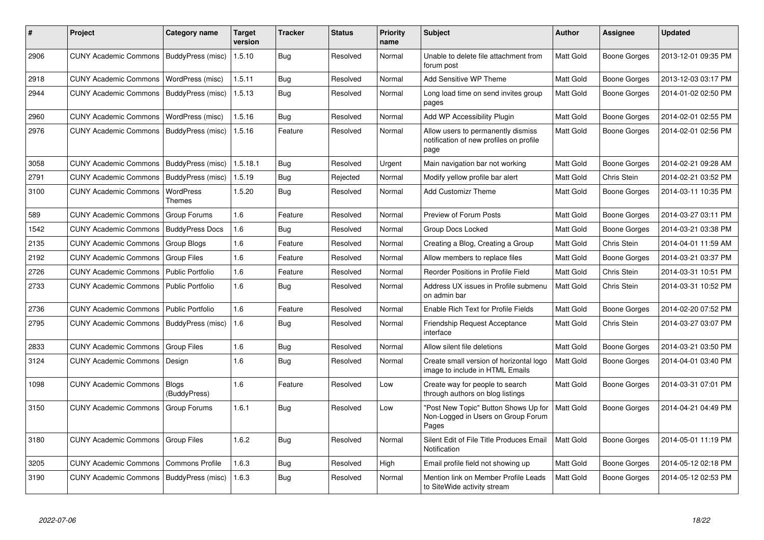| # | Project | Category name | Target version | Tracker | Status | Priority name | Subject | Author | Assignee | Updated |
|---|---|---|---|---|---|---|---|---|---|---|
| 2906 | CUNY Academic Commons | BuddyPress (misc) | 1.5.10 | Bug | Resolved | Normal | Unable to delete file attachment from forum post | Matt Gold | Boone Gorges | 2013-12-01 09:35 PM |
| 2918 | CUNY Academic Commons | WordPress (misc) | 1.5.11 | Bug | Resolved | Normal | Add Sensitive WP Theme | Matt Gold | Boone Gorges | 2013-12-03 03:17 PM |
| 2944 | CUNY Academic Commons | BuddyPress (misc) | 1.5.13 | Bug | Resolved | Normal | Long load time on send invites group pages | Matt Gold | Boone Gorges | 2014-01-02 02:50 PM |
| 2960 | CUNY Academic Commons | WordPress (misc) | 1.5.16 | Bug | Resolved | Normal | Add WP Accessibility Plugin | Matt Gold | Boone Gorges | 2014-02-01 02:55 PM |
| 2976 | CUNY Academic Commons | BuddyPress (misc) | 1.5.16 | Feature | Resolved | Normal | Allow users to permanently dismiss notification of new profiles on profile page | Matt Gold | Boone Gorges | 2014-02-01 02:56 PM |
| 3058 | CUNY Academic Commons | BuddyPress (misc) | 1.5.18.1 | Bug | Resolved | Urgent | Main navigation bar not working | Matt Gold | Boone Gorges | 2014-02-21 09:28 AM |
| 2791 | CUNY Academic Commons | BuddyPress (misc) | 1.5.19 | Bug | Rejected | Normal | Modify yellow profile bar alert | Matt Gold | Chris Stein | 2014-02-21 03:52 PM |
| 3100 | CUNY Academic Commons | WordPress Themes | 1.5.20 | Bug | Resolved | Normal | Add Customizr Theme | Matt Gold | Boone Gorges | 2014-03-11 10:35 PM |
| 589 | CUNY Academic Commons | Group Forums | 1.6 | Feature | Resolved | Normal | Preview of Forum Posts | Matt Gold | Boone Gorges | 2014-03-27 03:11 PM |
| 1542 | CUNY Academic Commons | BuddyPress Docs | 1.6 | Bug | Resolved | Normal | Group Docs Locked | Matt Gold | Boone Gorges | 2014-03-21 03:38 PM |
| 2135 | CUNY Academic Commons | Group Blogs | 1.6 | Feature | Resolved | Normal | Creating a Blog, Creating a Group | Matt Gold | Chris Stein | 2014-04-01 11:59 AM |
| 2192 | CUNY Academic Commons | Group Files | 1.6 | Feature | Resolved | Normal | Allow members to replace files | Matt Gold | Boone Gorges | 2014-03-21 03:37 PM |
| 2726 | CUNY Academic Commons | Public Portfolio | 1.6 | Feature | Resolved | Normal | Reorder Positions in Profile Field | Matt Gold | Chris Stein | 2014-03-31 10:51 PM |
| 2733 | CUNY Academic Commons | Public Portfolio | 1.6 | Bug | Resolved | Normal | Address UX issues in Profile submenu on admin bar | Matt Gold | Chris Stein | 2014-03-31 10:52 PM |
| 2736 | CUNY Academic Commons | Public Portfolio | 1.6 | Feature | Resolved | Normal | Enable Rich Text for Profile Fields | Matt Gold | Boone Gorges | 2014-02-20 07:52 PM |
| 2795 | CUNY Academic Commons | BuddyPress (misc) | 1.6 | Bug | Resolved | Normal | Friendship Request Acceptance interface | Matt Gold | Chris Stein | 2014-03-27 03:07 PM |
| 2833 | CUNY Academic Commons | Group Files | 1.6 | Bug | Resolved | Normal | Allow silent file deletions | Matt Gold | Boone Gorges | 2014-03-21 03:50 PM |
| 3124 | CUNY Academic Commons | Design | 1.6 | Bug | Resolved | Normal | Create small version of horizontal logo image to include in HTML Emails | Matt Gold | Boone Gorges | 2014-04-01 03:40 PM |
| 1098 | CUNY Academic Commons | Blogs (BuddyPress) | 1.6 | Feature | Resolved | Low | Create way for people to search through authors on blog listings | Matt Gold | Boone Gorges | 2014-03-31 07:01 PM |
| 3150 | CUNY Academic Commons | Group Forums | 1.6.1 | Bug | Resolved | Low | "Post New Topic" Button Shows Up for Non-Logged in Users on Group Forum Pages | Matt Gold | Boone Gorges | 2014-04-21 04:49 PM |
| 3180 | CUNY Academic Commons | Group Files | 1.6.2 | Bug | Resolved | Normal | Silent Edit of File Title Produces Email Notification | Matt Gold | Boone Gorges | 2014-05-01 11:19 PM |
| 3205 | CUNY Academic Commons | Commons Profile | 1.6.3 | Bug | Resolved | High | Email profile field not showing up | Matt Gold | Boone Gorges | 2014-05-12 02:18 PM |
| 3190 | CUNY Academic Commons | BuddyPress (misc) | 1.6.3 | Bug | Resolved | Normal | Mention link on Member Profile Leads to SiteWide activity stream | Matt Gold | Boone Gorges | 2014-05-12 02:53 PM |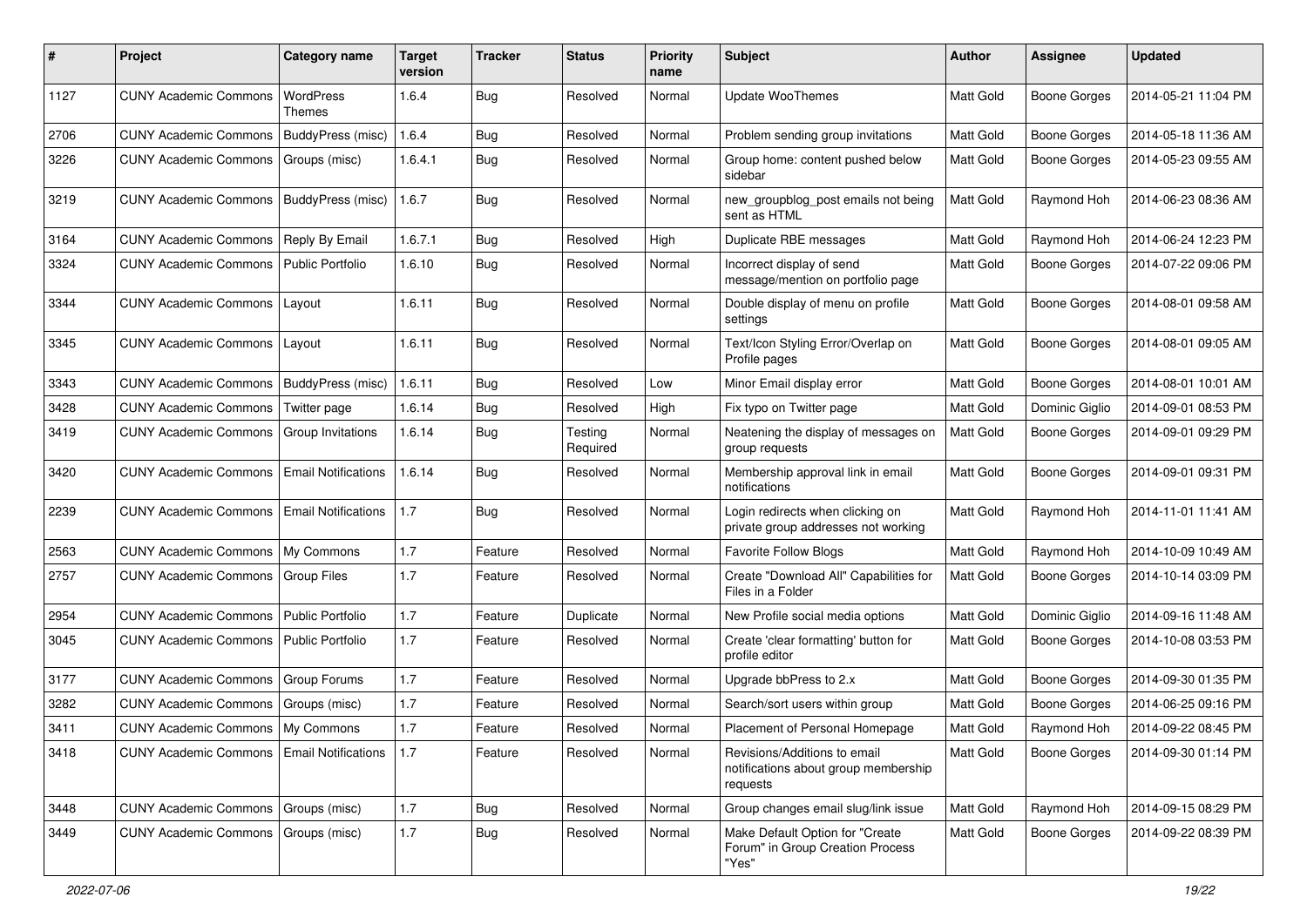| # | Project | Category name | Target version | Tracker | Status | Priority name | Subject | Author | Assignee | Updated |
|---|---|---|---|---|---|---|---|---|---|---|
| 1127 | CUNY Academic Commons | WordPress Themes | 1.6.4 | Bug | Resolved | Normal | Update WooThemes | Matt Gold | Boone Gorges | 2014-05-21 11:04 PM |
| 2706 | CUNY Academic Commons | BuddyPress (misc) | 1.6.4 | Bug | Resolved | Normal | Problem sending group invitations | Matt Gold | Boone Gorges | 2014-05-18 11:36 AM |
| 3226 | CUNY Academic Commons | Groups (misc) | 1.6.4.1 | Bug | Resolved | Normal | Group home: content pushed below sidebar | Matt Gold | Boone Gorges | 2014-05-23 09:55 AM |
| 3219 | CUNY Academic Commons | BuddyPress (misc) | 1.6.7 | Bug | Resolved | Normal | new_groupblog_post emails not being sent as HTML | Matt Gold | Raymond Hoh | 2014-06-23 08:36 AM |
| 3164 | CUNY Academic Commons | Reply By Email | 1.6.7.1 | Bug | Resolved | High | Duplicate RBE messages | Matt Gold | Raymond Hoh | 2014-06-24 12:23 PM |
| 3324 | CUNY Academic Commons | Public Portfolio | 1.6.10 | Bug | Resolved | Normal | Incorrect display of send message/mention on portfolio page | Matt Gold | Boone Gorges | 2014-07-22 09:06 PM |
| 3344 | CUNY Academic Commons | Layout | 1.6.11 | Bug | Resolved | Normal | Double display of menu on profile settings | Matt Gold | Boone Gorges | 2014-08-01 09:58 AM |
| 3345 | CUNY Academic Commons | Layout | 1.6.11 | Bug | Resolved | Normal | Text/Icon Styling Error/Overlap on Profile pages | Matt Gold | Boone Gorges | 2014-08-01 09:05 AM |
| 3343 | CUNY Academic Commons | BuddyPress (misc) | 1.6.11 | Bug | Resolved | Low | Minor Email display error | Matt Gold | Boone Gorges | 2014-08-01 10:01 AM |
| 3428 | CUNY Academic Commons | Twitter page | 1.6.14 | Bug | Resolved | High | Fix typo on Twitter page | Matt Gold | Dominic Giglio | 2014-09-01 08:53 PM |
| 3419 | CUNY Academic Commons | Group Invitations | 1.6.14 | Bug | Testing Required | Normal | Neatening the display of messages on group requests | Matt Gold | Boone Gorges | 2014-09-01 09:29 PM |
| 3420 | CUNY Academic Commons | Email Notifications | 1.6.14 | Bug | Resolved | Normal | Membership approval link in email notifications | Matt Gold | Boone Gorges | 2014-09-01 09:31 PM |
| 2239 | CUNY Academic Commons | Email Notifications | 1.7 | Bug | Resolved | Normal | Login redirects when clicking on private group addresses not working | Matt Gold | Raymond Hoh | 2014-11-01 11:41 AM |
| 2563 | CUNY Academic Commons | My Commons | 1.7 | Feature | Resolved | Normal | Favorite Follow Blogs | Matt Gold | Raymond Hoh | 2014-10-09 10:49 AM |
| 2757 | CUNY Academic Commons | Group Files | 1.7 | Feature | Resolved | Normal | Create "Download All" Capabilities for Files in a Folder | Matt Gold | Boone Gorges | 2014-10-14 03:09 PM |
| 2954 | CUNY Academic Commons | Public Portfolio | 1.7 | Feature | Duplicate | Normal | New Profile social media options | Matt Gold | Dominic Giglio | 2014-09-16 11:48 AM |
| 3045 | CUNY Academic Commons | Public Portfolio | 1.7 | Feature | Resolved | Normal | Create 'clear formatting' button for profile editor | Matt Gold | Boone Gorges | 2014-10-08 03:53 PM |
| 3177 | CUNY Academic Commons | Group Forums | 1.7 | Feature | Resolved | Normal | Upgrade bbPress to 2.x | Matt Gold | Boone Gorges | 2014-09-30 01:35 PM |
| 3282 | CUNY Academic Commons | Groups (misc) | 1.7 | Feature | Resolved | Normal | Search/sort users within group | Matt Gold | Boone Gorges | 2014-06-25 09:16 PM |
| 3411 | CUNY Academic Commons | My Commons | 1.7 | Feature | Resolved | Normal | Placement of Personal Homepage | Matt Gold | Raymond Hoh | 2014-09-22 08:45 PM |
| 3418 | CUNY Academic Commons | Email Notifications | 1.7 | Feature | Resolved | Normal | Revisions/Additions to email notifications about group membership requests | Matt Gold | Boone Gorges | 2014-09-30 01:14 PM |
| 3448 | CUNY Academic Commons | Groups (misc) | 1.7 | Bug | Resolved | Normal | Group changes email slug/link issue | Matt Gold | Raymond Hoh | 2014-09-15 08:29 PM |
| 3449 | CUNY Academic Commons | Groups (misc) | 1.7 | Bug | Resolved | Normal | Make Default Option for "Create Forum" in Group Creation Process "Yes" | Matt Gold | Boone Gorges | 2014-09-22 08:39 PM |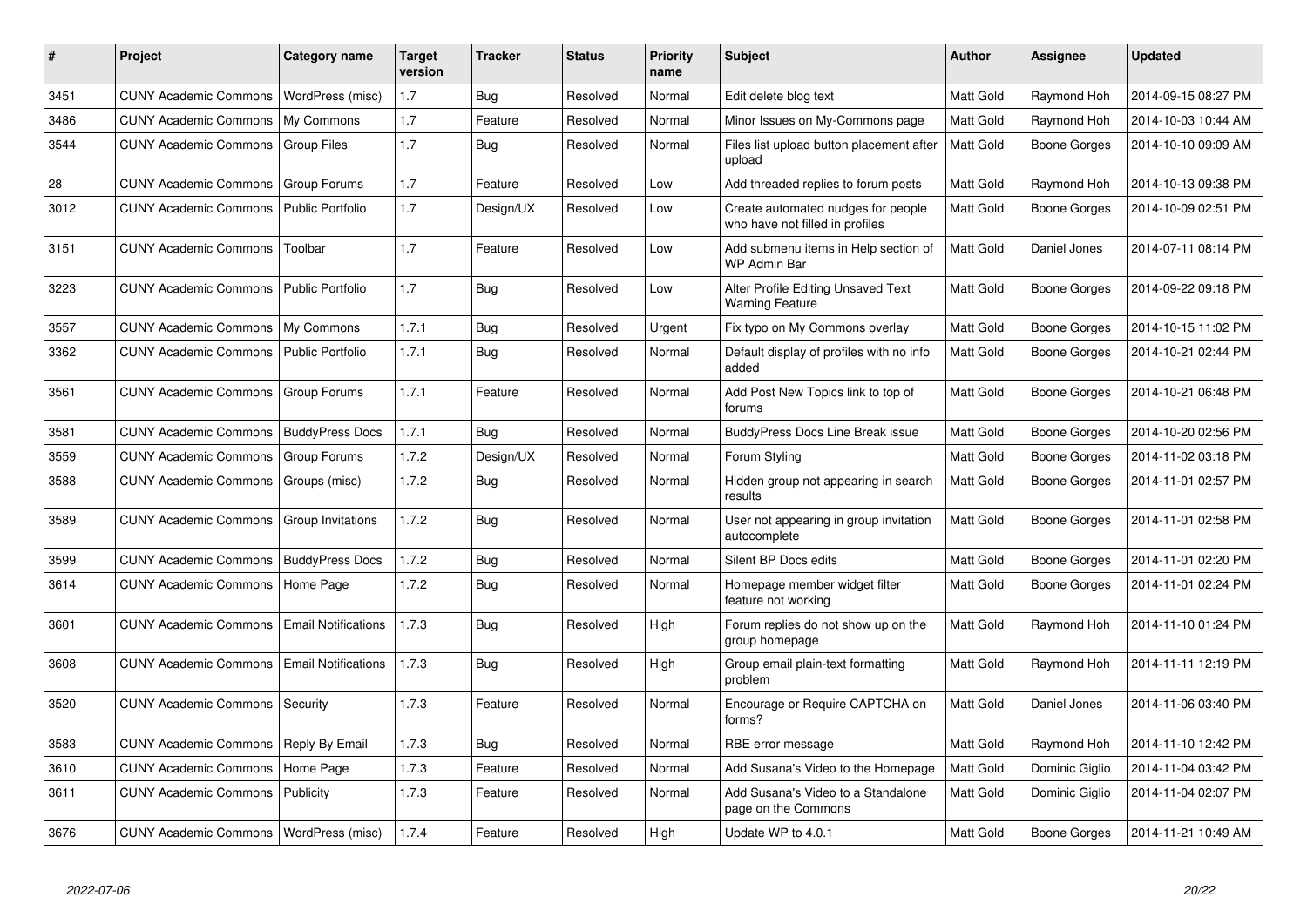| # | Project | Category name | Target version | Tracker | Status | Priority name | Subject | Author | Assignee | Updated |
|---|---|---|---|---|---|---|---|---|---|---|
| 3451 | CUNY Academic Commons | WordPress (misc) | 1.7 | Bug | Resolved | Normal | Edit delete blog text | Matt Gold | Raymond Hoh | 2014-09-15 08:27 PM |
| 3486 | CUNY Academic Commons | My Commons | 1.7 | Feature | Resolved | Normal | Minor Issues on My-Commons page | Matt Gold | Raymond Hoh | 2014-10-03 10:44 AM |
| 3544 | CUNY Academic Commons | Group Files | 1.7 | Bug | Resolved | Normal | Files list upload button placement after upload | Matt Gold | Boone Gorges | 2014-10-10 09:09 AM |
| 28 | CUNY Academic Commons | Group Forums | 1.7 | Feature | Resolved | Low | Add threaded replies to forum posts | Matt Gold | Raymond Hoh | 2014-10-13 09:38 PM |
| 3012 | CUNY Academic Commons | Public Portfolio | 1.7 | Design/UX | Resolved | Low | Create automated nudges for people who have not filled in profiles | Matt Gold | Boone Gorges | 2014-10-09 02:51 PM |
| 3151 | CUNY Academic Commons | Toolbar | 1.7 | Feature | Resolved | Low | Add submenu items in Help section of WP Admin Bar | Matt Gold | Daniel Jones | 2014-07-11 08:14 PM |
| 3223 | CUNY Academic Commons | Public Portfolio | 1.7 | Bug | Resolved | Low | Alter Profile Editing Unsaved Text Warning Feature | Matt Gold | Boone Gorges | 2014-09-22 09:18 PM |
| 3557 | CUNY Academic Commons | My Commons | 1.7.1 | Bug | Resolved | Urgent | Fix typo on My Commons overlay | Matt Gold | Boone Gorges | 2014-10-15 11:02 PM |
| 3362 | CUNY Academic Commons | Public Portfolio | 1.7.1 | Bug | Resolved | Normal | Default display of profiles with no info added | Matt Gold | Boone Gorges | 2014-10-21 02:44 PM |
| 3561 | CUNY Academic Commons | Group Forums | 1.7.1 | Feature | Resolved | Normal | Add Post New Topics link to top of forums | Matt Gold | Boone Gorges | 2014-10-21 06:48 PM |
| 3581 | CUNY Academic Commons | BuddyPress Docs | 1.7.1 | Bug | Resolved | Normal | BuddyPress Docs Line Break issue | Matt Gold | Boone Gorges | 2014-10-20 02:56 PM |
| 3559 | CUNY Academic Commons | Group Forums | 1.7.2 | Design/UX | Resolved | Normal | Forum Styling | Matt Gold | Boone Gorges | 2014-11-02 03:18 PM |
| 3588 | CUNY Academic Commons | Groups (misc) | 1.7.2 | Bug | Resolved | Normal | Hidden group not appearing in search results | Matt Gold | Boone Gorges | 2014-11-01 02:57 PM |
| 3589 | CUNY Academic Commons | Group Invitations | 1.7.2 | Bug | Resolved | Normal | User not appearing in group invitation autocomplete | Matt Gold | Boone Gorges | 2014-11-01 02:58 PM |
| 3599 | CUNY Academic Commons | BuddyPress Docs | 1.7.2 | Bug | Resolved | Normal | Silent BP Docs edits | Matt Gold | Boone Gorges | 2014-11-01 02:20 PM |
| 3614 | CUNY Academic Commons | Home Page | 1.7.2 | Bug | Resolved | Normal | Homepage member widget filter feature not working | Matt Gold | Boone Gorges | 2014-11-01 02:24 PM |
| 3601 | CUNY Academic Commons | Email Notifications | 1.7.3 | Bug | Resolved | High | Forum replies do not show up on the group homepage | Matt Gold | Raymond Hoh | 2014-11-10 01:24 PM |
| 3608 | CUNY Academic Commons | Email Notifications | 1.7.3 | Bug | Resolved | High | Group email plain-text formatting problem | Matt Gold | Raymond Hoh | 2014-11-11 12:19 PM |
| 3520 | CUNY Academic Commons | Security | 1.7.3 | Feature | Resolved | Normal | Encourage or Require CAPTCHA on forms? | Matt Gold | Daniel Jones | 2014-11-06 03:40 PM |
| 3583 | CUNY Academic Commons | Reply By Email | 1.7.3 | Bug | Resolved | Normal | RBE error message | Matt Gold | Raymond Hoh | 2014-11-10 12:42 PM |
| 3610 | CUNY Academic Commons | Home Page | 1.7.3 | Feature | Resolved | Normal | Add Susana's Video to the Homepage | Matt Gold | Dominic Giglio | 2014-11-04 03:42 PM |
| 3611 | CUNY Academic Commons | Publicity | 1.7.3 | Feature | Resolved | Normal | Add Susana's Video to a Standalone page on the Commons | Matt Gold | Dominic Giglio | 2014-11-04 02:07 PM |
| 3676 | CUNY Academic Commons | WordPress (misc) | 1.7.4 | Feature | Resolved | High | Update WP to 4.0.1 | Matt Gold | Boone Gorges | 2014-11-21 10:49 AM |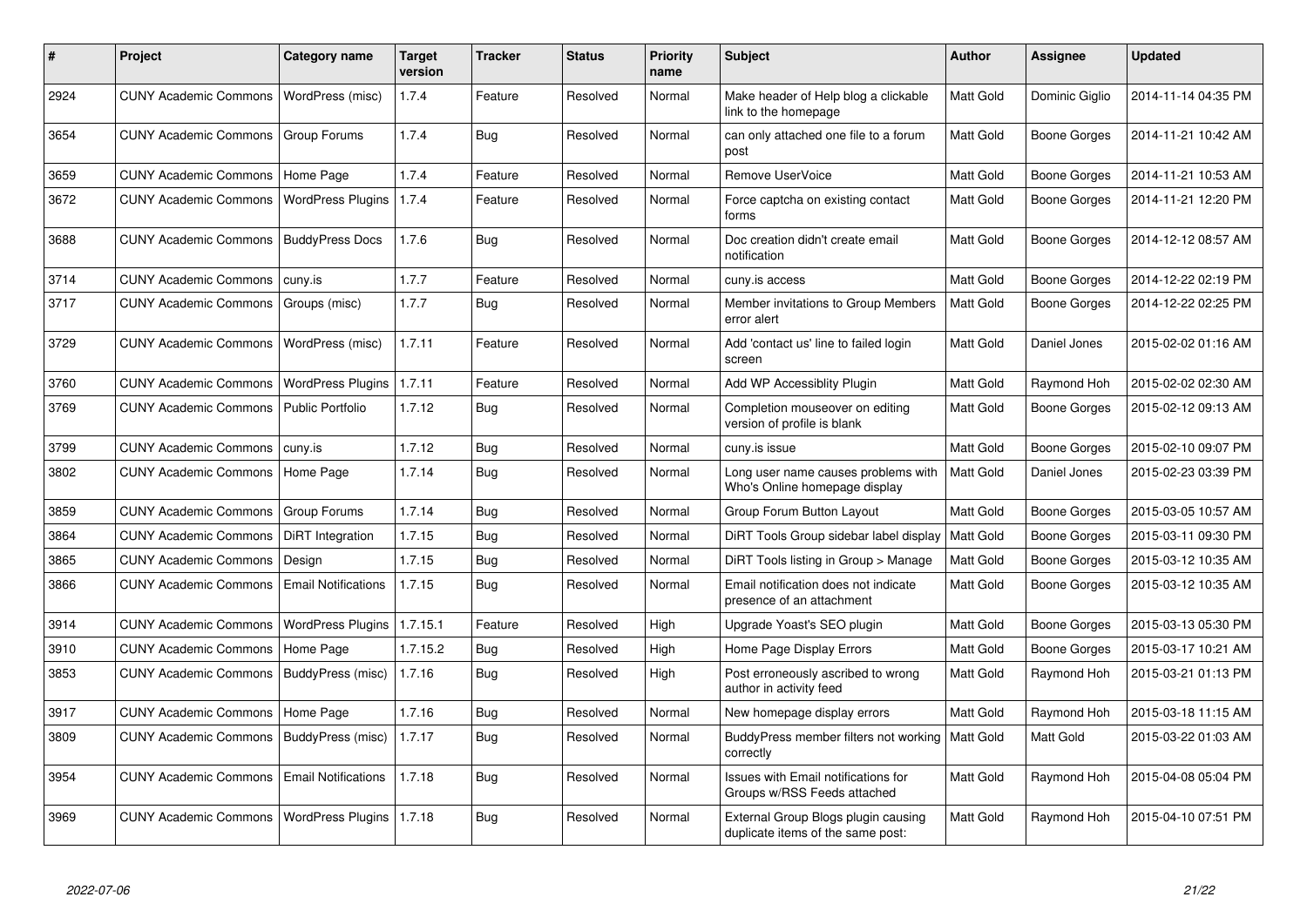| # | Project | Category name | Target version | Tracker | Status | Priority name | Subject | Author | Assignee | Updated |
|---|---|---|---|---|---|---|---|---|---|---|
| 2924 | CUNY Academic Commons | WordPress (misc) | 1.7.4 | Feature | Resolved | Normal | Make header of Help blog a clickable link to the homepage | Matt Gold | Dominic Giglio | 2014-11-14 04:35 PM |
| 3654 | CUNY Academic Commons | Group Forums | 1.7.4 | Bug | Resolved | Normal | can only attached one file to a forum post | Matt Gold | Boone Gorges | 2014-11-21 10:42 AM |
| 3659 | CUNY Academic Commons | Home Page | 1.7.4 | Feature | Resolved | Normal | Remove UserVoice | Matt Gold | Boone Gorges | 2014-11-21 10:53 AM |
| 3672 | CUNY Academic Commons | WordPress Plugins | 1.7.4 | Feature | Resolved | Normal | Force captcha on existing contact forms | Matt Gold | Boone Gorges | 2014-11-21 12:20 PM |
| 3688 | CUNY Academic Commons | BuddyPress Docs | 1.7.6 | Bug | Resolved | Normal | Doc creation didn't create email notification | Matt Gold | Boone Gorges | 2014-12-12 08:57 AM |
| 3714 | CUNY Academic Commons | cuny.is | 1.7.7 | Feature | Resolved | Normal | cuny.is access | Matt Gold | Boone Gorges | 2014-12-22 02:19 PM |
| 3717 | CUNY Academic Commons | Groups (misc) | 1.7.7 | Bug | Resolved | Normal | Member invitations to Group Members error alert | Matt Gold | Boone Gorges | 2014-12-22 02:25 PM |
| 3729 | CUNY Academic Commons | WordPress (misc) | 1.7.11 | Feature | Resolved | Normal | Add 'contact us' line to failed login screen | Matt Gold | Daniel Jones | 2015-02-02 01:16 AM |
| 3760 | CUNY Academic Commons | WordPress Plugins | 1.7.11 | Feature | Resolved | Normal | Add WP Accessiblity Plugin | Matt Gold | Raymond Hoh | 2015-02-02 02:30 AM |
| 3769 | CUNY Academic Commons | Public Portfolio | 1.7.12 | Bug | Resolved | Normal | Completion mouseover on editing version of profile is blank | Matt Gold | Boone Gorges | 2015-02-12 09:13 AM |
| 3799 | CUNY Academic Commons | cuny.is | 1.7.12 | Bug | Resolved | Normal | cuny.is issue | Matt Gold | Boone Gorges | 2015-02-10 09:07 PM |
| 3802 | CUNY Academic Commons | Home Page | 1.7.14 | Bug | Resolved | Normal | Long user name causes problems with Who's Online homepage display | Matt Gold | Daniel Jones | 2015-02-23 03:39 PM |
| 3859 | CUNY Academic Commons | Group Forums | 1.7.14 | Bug | Resolved | Normal | Group Forum Button Layout | Matt Gold | Boone Gorges | 2015-03-05 10:57 AM |
| 3864 | CUNY Academic Commons | DiRT Integration | 1.7.15 | Bug | Resolved | Normal | DiRT Tools Group sidebar label display | Matt Gold | Boone Gorges | 2015-03-11 09:30 PM |
| 3865 | CUNY Academic Commons | Design | 1.7.15 | Bug | Resolved | Normal | DiRT Tools listing in Group > Manage | Matt Gold | Boone Gorges | 2015-03-12 10:35 AM |
| 3866 | CUNY Academic Commons | Email Notifications | 1.7.15 | Bug | Resolved | Normal | Email notification does not indicate presence of an attachment | Matt Gold | Boone Gorges | 2015-03-12 10:35 AM |
| 3914 | CUNY Academic Commons | WordPress Plugins | 1.7.15.1 | Feature | Resolved | High | Upgrade Yoast's SEO plugin | Matt Gold | Boone Gorges | 2015-03-13 05:30 PM |
| 3910 | CUNY Academic Commons | Home Page | 1.7.15.2 | Bug | Resolved | High | Home Page Display Errors | Matt Gold | Boone Gorges | 2015-03-17 10:21 AM |
| 3853 | CUNY Academic Commons | BuddyPress (misc) | 1.7.16 | Bug | Resolved | High | Post erroneously ascribed to wrong author in activity feed | Matt Gold | Raymond Hoh | 2015-03-21 01:13 PM |
| 3917 | CUNY Academic Commons | Home Page | 1.7.16 | Bug | Resolved | Normal | New homepage display errors | Matt Gold | Raymond Hoh | 2015-03-18 11:15 AM |
| 3809 | CUNY Academic Commons | BuddyPress (misc) | 1.7.17 | Bug | Resolved | Normal | BuddyPress member filters not working correctly | Matt Gold | Matt Gold | 2015-03-22 01:03 AM |
| 3954 | CUNY Academic Commons | Email Notifications | 1.7.18 | Bug | Resolved | Normal | Issues with Email notifications for Groups w/RSS Feeds attached | Matt Gold | Raymond Hoh | 2015-04-08 05:04 PM |
| 3969 | CUNY Academic Commons | WordPress Plugins | 1.7.18 | Bug | Resolved | Normal | External Group Blogs plugin causing duplicate items of the same post: | Matt Gold | Raymond Hoh | 2015-04-10 07:51 PM |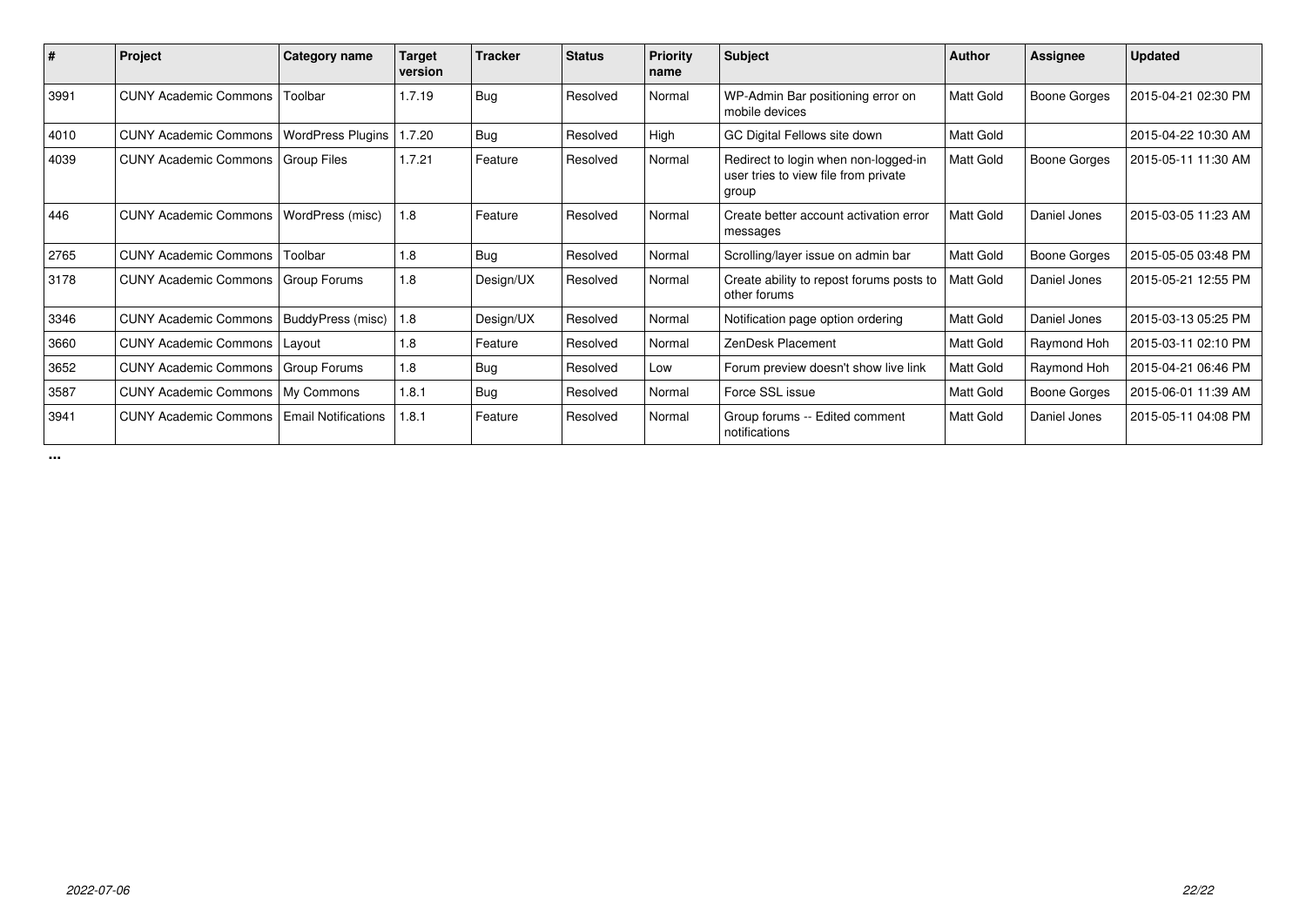| # | Project | Category name | Target version | Tracker | Status | Priority name | Subject | Author | Assignee | Updated |
|---|---|---|---|---|---|---|---|---|---|---|
| 3991 | CUNY Academic Commons | Toolbar | 1.7.19 | Bug | Resolved | Normal | WP-Admin Bar positioning error on mobile devices | Matt Gold | Boone Gorges | 2015-04-21 02:30 PM |
| 4010 | CUNY Academic Commons | WordPress Plugins | 1.7.20 | Bug | Resolved | High | GC Digital Fellows site down | Matt Gold | | 2015-04-22 10:30 AM |
| 4039 | CUNY Academic Commons | Group Files | 1.7.21 | Feature | Resolved | Normal | Redirect to login when non-logged-in user tries to view file from private group | Matt Gold | Boone Gorges | 2015-05-11 11:30 AM |
| 446 | CUNY Academic Commons | WordPress (misc) | 1.8 | Feature | Resolved | Normal | Create better account activation error messages | Matt Gold | Daniel Jones | 2015-03-05 11:23 AM |
| 2765 | CUNY Academic Commons | Toolbar | 1.8 | Bug | Resolved | Normal | Scrolling/layer issue on admin bar | Matt Gold | Boone Gorges | 2015-05-05 03:48 PM |
| 3178 | CUNY Academic Commons | Group Forums | 1.8 | Design/UX | Resolved | Normal | Create ability to repost forums posts to other forums | Matt Gold | Daniel Jones | 2015-05-21 12:55 PM |
| 3346 | CUNY Academic Commons | BuddyPress (misc) | 1.8 | Design/UX | Resolved | Normal | Notification page option ordering | Matt Gold | Daniel Jones | 2015-03-13 05:25 PM |
| 3660 | CUNY Academic Commons | Layout | 1.8 | Feature | Resolved | Normal | ZenDesk Placement | Matt Gold | Raymond Hoh | 2015-03-11 02:10 PM |
| 3652 | CUNY Academic Commons | Group Forums | 1.8 | Bug | Resolved | Low | Forum preview doesn't show live link | Matt Gold | Raymond Hoh | 2015-04-21 06:46 PM |
| 3587 | CUNY Academic Commons | My Commons | 1.8.1 | Bug | Resolved | Normal | Force SSL issue | Matt Gold | Boone Gorges | 2015-06-01 11:39 AM |
| 3941 | CUNY Academic Commons | Email Notifications | 1.8.1 | Feature | Resolved | Normal | Group forums -- Edited comment notifications | Matt Gold | Daniel Jones | 2015-05-11 04:08 PM |

...